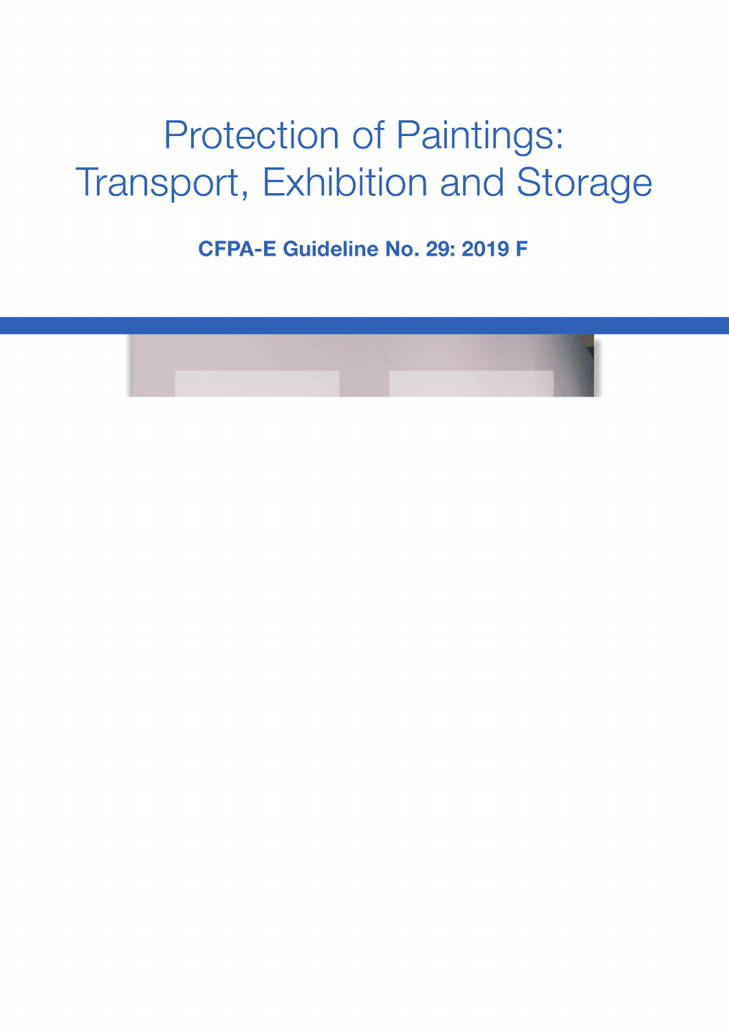# Protection of Paintings: Transport, Exhibition and Storage

**CFPA-E Guideline No. 29: 2019 F**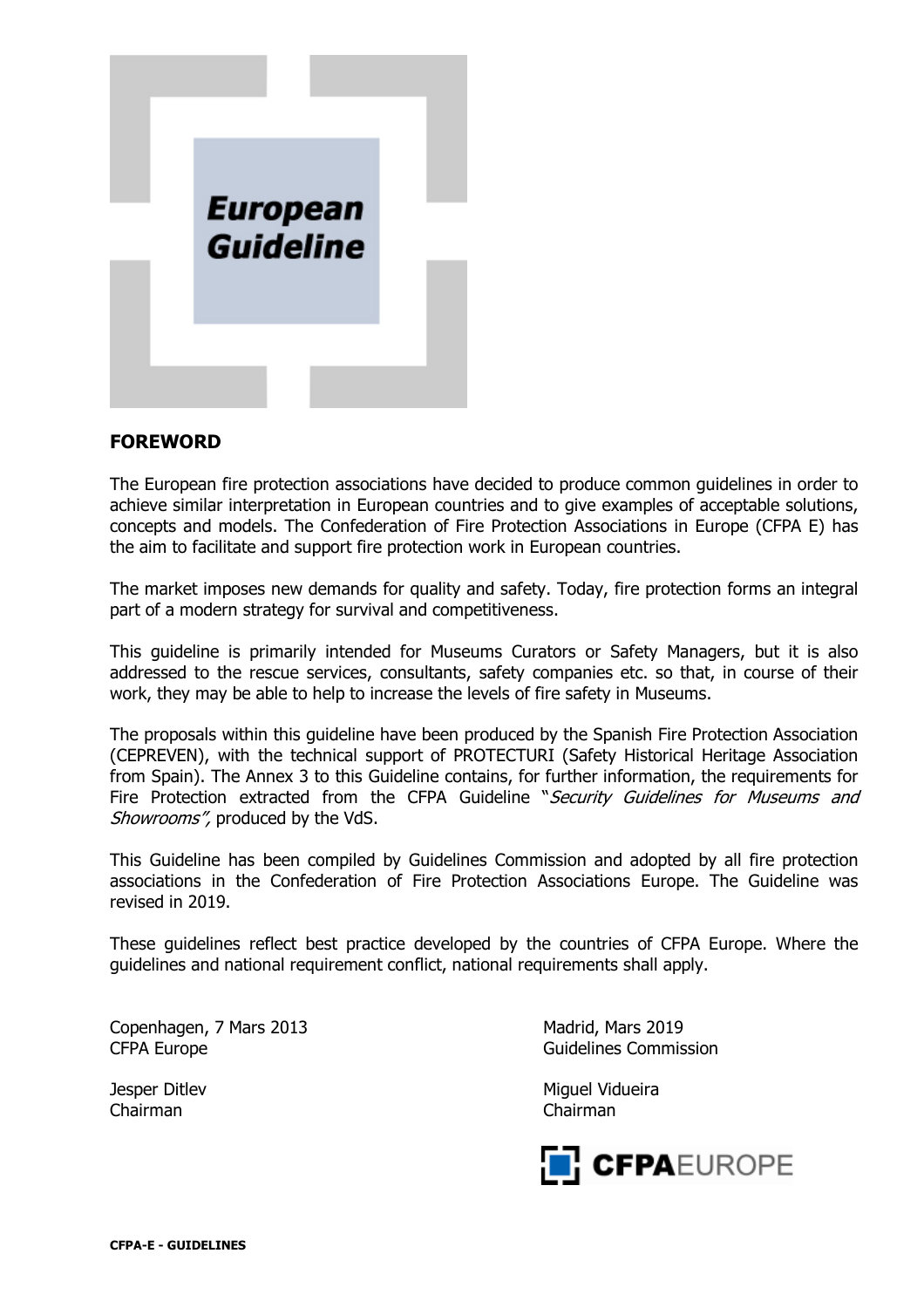**European Guideline**

## FOREWORD

The European fire protection associations have decided to produce common guidelines in order to achieve similar interpretation in European countries and to give examples of acceptable solutions, concepts and models. The Confederation of Fire Protection Associations in Europe (CFPA E) has the aim to facilitate and support fire protection work in European countries.

The market imposes new demands for quality and safety. Today, fire protection forms an integral part of a modern strategy for survival and competitiveness.

This guideline is primarily intended for Museums Curators or Safety Managers, but it is also addressed to the rescue services, consultants, safety companies etc. so that, in course of their work, they may be able to help to increase the levels of fire safety in Museums.

The proposals within this guideline have been produced by the Spanish Fire Protection Association (CEPREVEN), with the technical support of PROTECTURI (Safety Historical Heritage Association from Spain). The Annex 3 to this Guideline contains, for further information, the requirements for Fire Protection extracted from the CFPA Guideline "*Security Guidelines for Museums and Showrooms",* produced by the VdS.

This Guideline has been compiled by Guidelines Commission and adopted by all fire protection associations in the Confederation of Fire Protection Associations Europe. The Guideline was revised in 2019.

These guidelines reflect best practice developed by the countries of CFPA Europe. Where the guidelines and national requirement conflict, national requirements shall apply.

Copenhagen, 7 Mars 2013
CFPA Europe

Jesper Ditlev
Chairman

Madrid, Mars 2019
Guidelines Commission

Miguel Vidueira
Chairman

CFPAEUROPE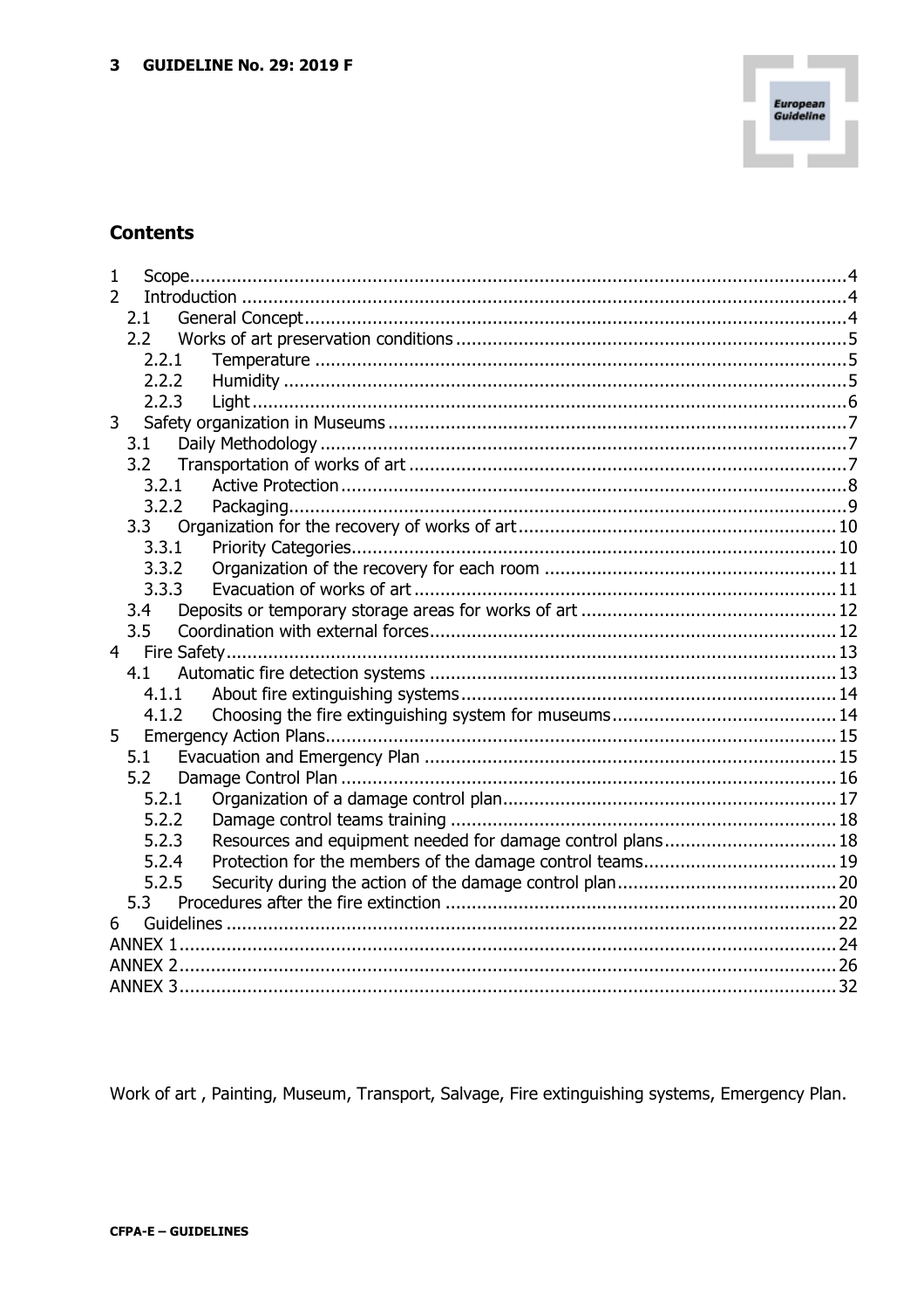## Contents

1 Scope ... 4
2 Introduction ... 4
  2.1 General Concept ... 4
  2.2 Works of art preservation conditions ... 5
    2.2.1 Temperature ... 5
    2.2.2 Humidity ... 5
    2.2.3 Light ... 6
3 Safety organization in Museums ... 7
  3.1 Daily Methodology ... 7
  3.2 Transportation of works of art ... 7
    3.2.1 Active Protection ... 8
    3.2.2 Packaging ... 9
  3.3 Organization for the recovery of works of art ... 10
    3.3.1 Priority Categories ... 10
    3.3.2 Organization of the recovery for each room ... 11
    3.3.3 Evacuation of works of art ... 11
  3.4 Deposits or temporary storage areas for works of art ... 12
  3.5 Coordination with external forces ... 12
4 Fire Safety ... 13
  4.1 Automatic fire detection systems ... 13
    4.1.1 About fire extinguishing systems ... 14
    4.1.2 Choosing the fire extinguishing system for museums ... 14
5 Emergency Action Plans ... 15
  5.1 Evacuation and Emergency Plan ... 15
  5.2 Damage Control Plan ... 16
    5.2.1 Organization of a damage control plan ... 17
    5.2.2 Damage control teams training ... 18
    5.2.3 Resources and equipment needed for damage control plans ... 18
    5.2.4 Protection for the members of the damage control teams ... 19
    5.2.5 Security during the action of the damage control plan ... 20
  5.3 Procedures after the fire extinction ... 20
6 Guidelines ... 22
ANNEX 1 ... 24
ANNEX 2 ... 26
ANNEX 3 ... 32

Work of art , Painting, Museum, Transport, Salvage, Fire extinguishing systems, Emergency Plan.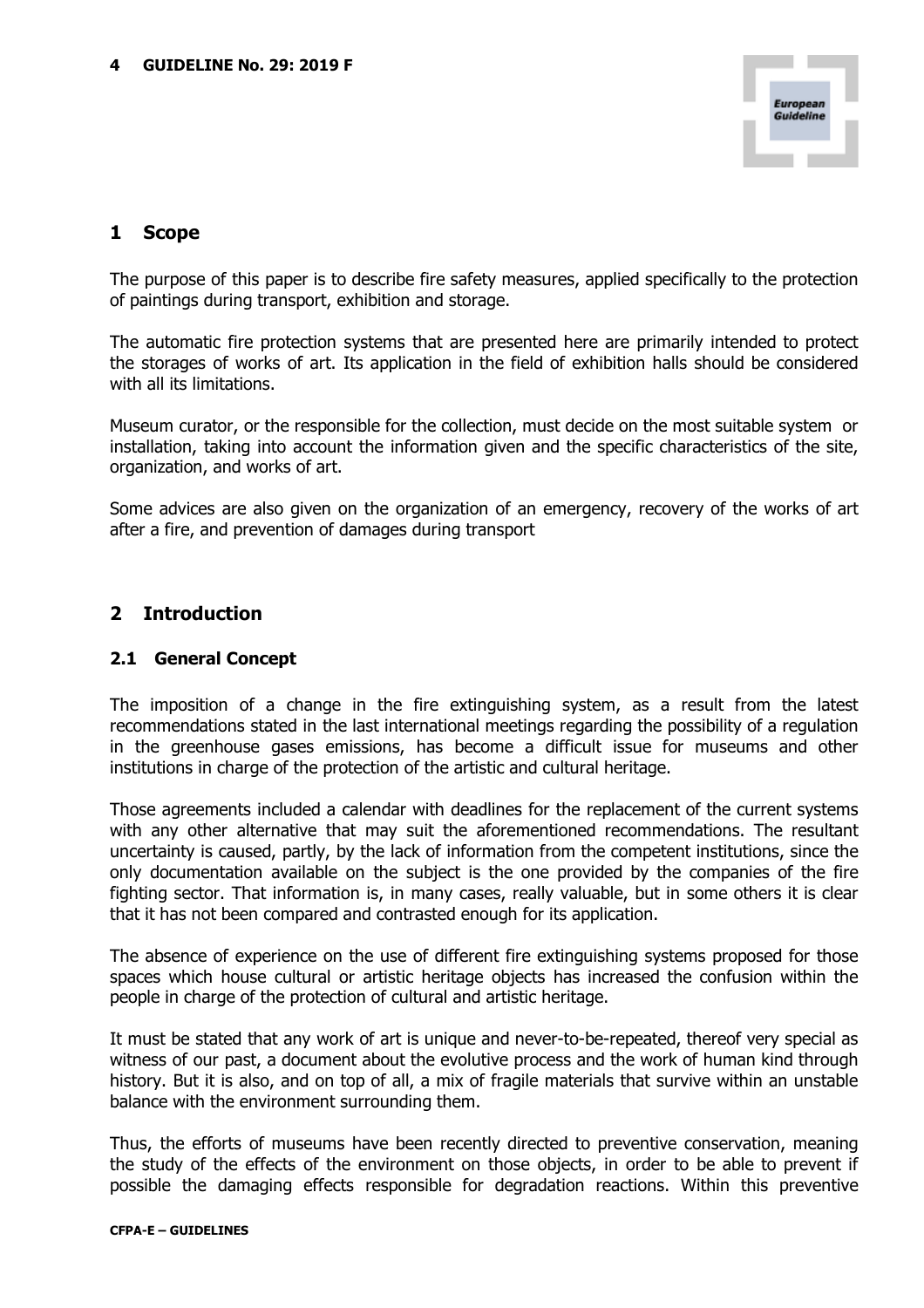# 1 Scope

The purpose of this paper is to describe fire safety measures, applied specifically to the protection of paintings during transport, exhibition and storage.

The automatic fire protection systems that are presented here are primarily intended to protect the storages of works of art. Its application in the field of exhibition halls should be considered with all its limitations.

Museum curator, or the responsible for the collection, must decide on the most suitable system or installation, taking into account the information given and the specific characteristics of the site, organization, and works of art.

Some advices are also given on the organization of an emergency, recovery of the works of art after a fire, and prevention of damages during transport

# 2 Introduction

## 2.1 General Concept

The imposition of a change in the fire extinguishing system, as a result from the latest recommendations stated in the last international meetings regarding the possibility of a regulation in the greenhouse gases emissions, has become a difficult issue for museums and other institutions in charge of the protection of the artistic and cultural heritage.

Those agreements included a calendar with deadlines for the replacement of the current systems with any other alternative that may suit the aforementioned recommendations. The resultant uncertainty is caused, partly, by the lack of information from the competent institutions, since the only documentation available on the subject is the one provided by the companies of the fire fighting sector. That information is, in many cases, really valuable, but in some others it is clear that it has not been compared and contrasted enough for its application.

The absence of experience on the use of different fire extinguishing systems proposed for those spaces which house cultural or artistic heritage objects has increased the confusion within the people in charge of the protection of cultural and artistic heritage.

It must be stated that any work of art is unique and never-to-be-repeated, thereof very special as witness of our past, a document about the evolutive process and the work of human kind through history. But it is also, and on top of all, a mix of fragile materials that survive within an unstable balance with the environment surrounding them.

Thus, the efforts of museums have been recently directed to preventive conservation, meaning the study of the effects of the environment on those objects, in order to be able to prevent if possible the damaging effects responsible for degradation reactions. Within this preventive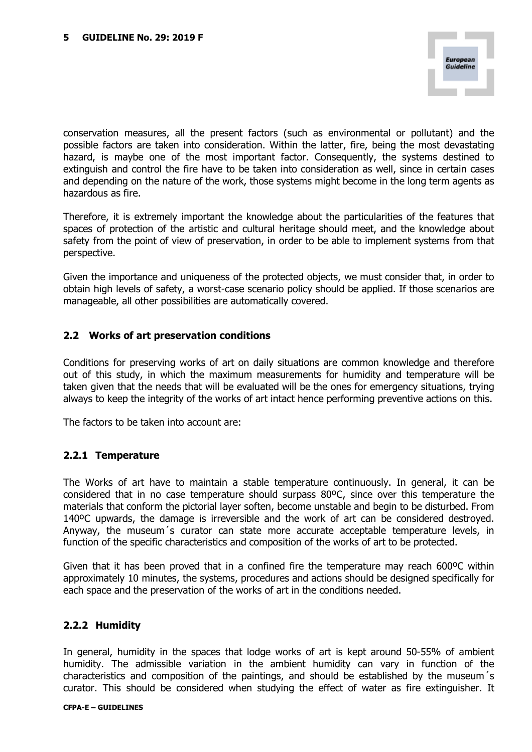conservation measures, all the present factors (such as environmental or pollutant) and the possible factors are taken into consideration. Within the latter, fire, being the most devastating hazard, is maybe one of the most important factor. Consequently, the systems destined to extinguish and control the fire have to be taken into consideration as well, since in certain cases and depending on the nature of the work, those systems might become in the long term agents as hazardous as fire.

Therefore, it is extremely important the knowledge about the particularities of the features that spaces of protection of the artistic and cultural heritage should meet, and the knowledge about safety from the point of view of preservation, in order to be able to implement systems from that perspective.

Given the importance and uniqueness of the protected objects, we must consider that, in order to obtain high levels of safety, a worst-case scenario policy should be applied. If those scenarios are manageable, all other possibilities are automatically covered.

## 2.2 Works of art preservation conditions

Conditions for preserving works of art on daily situations are common knowledge and therefore out of this study, in which the maximum measurements for humidity and temperature will be taken given that the needs that will be evaluated will be the ones for emergency situations, trying always to keep the integrity of the works of art intact hence performing preventive actions on this.

The factors to be taken into account are:

### 2.2.1 Temperature

The Works of art have to maintain a stable temperature continuously. In general, it can be considered that in no case temperature should surpass 80ºC, since over this temperature the materials that conform the pictorial layer soften, become unstable and begin to be disturbed. From 140ºC upwards, the damage is irreversible and the work of art can be considered destroyed. Anyway, the museum´s curator can state more accurate acceptable temperature levels, in function of the specific characteristics and composition of the works of art to be protected.

Given that it has been proved that in a confined fire the temperature may reach 600ºC within approximately 10 minutes, the systems, procedures and actions should be designed specifically for each space and the preservation of the works of art in the conditions needed.

### 2.2.2 Humidity

In general, humidity in the spaces that lodge works of art is kept around 50-55% of ambient humidity. The admissible variation in the ambient humidity can vary in function of the characteristics and composition of the paintings, and should be established by the museum´s curator. This should be considered when studying the effect of water as fire extinguisher. It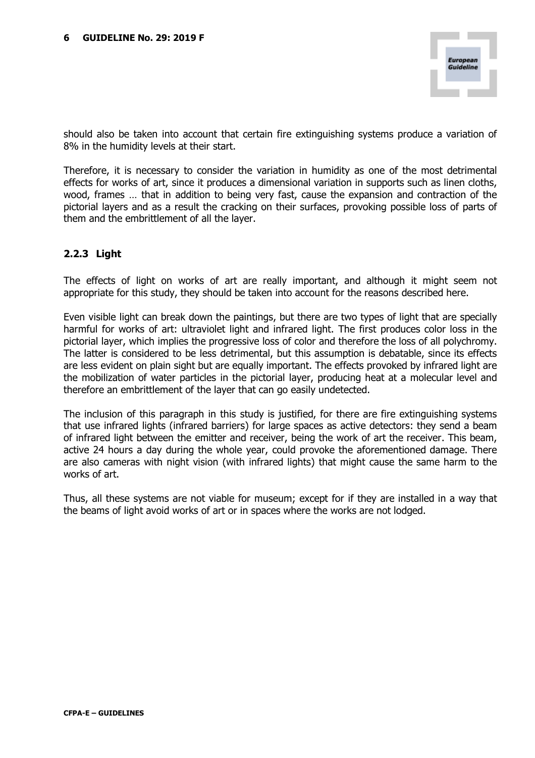should also be taken into account that certain fire extinguishing systems produce a variation of 8% in the humidity levels at their start.

Therefore, it is necessary to consider the variation in humidity as one of the most detrimental effects for works of art, since it produces a dimensional variation in supports such as linen cloths, wood, frames … that in addition to being very fast, cause the expansion and contraction of the pictorial layers and as a result the cracking on their surfaces, provoking possible loss of parts of them and the embrittlement of all the layer.

### 2.2.3 Light

The effects of light on works of art are really important, and although it might seem not appropriate for this study, they should be taken into account for the reasons described here.

Even visible light can break down the paintings, but there are two types of light that are specially harmful for works of art: ultraviolet light and infrared light. The first produces color loss in the pictorial layer, which implies the progressive loss of color and therefore the loss of all polychromy. The latter is considered to be less detrimental, but this assumption is debatable, since its effects are less evident on plain sight but are equally important. The effects provoked by infrared light are the mobilization of water particles in the pictorial layer, producing heat at a molecular level and therefore an embrittlement of the layer that can go easily undetected.

The inclusion of this paragraph in this study is justified, for there are fire extinguishing systems that use infrared lights (infrared barriers) for large spaces as active detectors: they send a beam of infrared light between the emitter and receiver, being the work of art the receiver. This beam, active 24 hours a day during the whole year, could provoke the aforementioned damage. There are also cameras with night vision (with infrared lights) that might cause the same harm to the works of art.

Thus, all these systems are not viable for museum; except for if they are installed in a way that the beams of light avoid works of art or in spaces where the works are not lodged.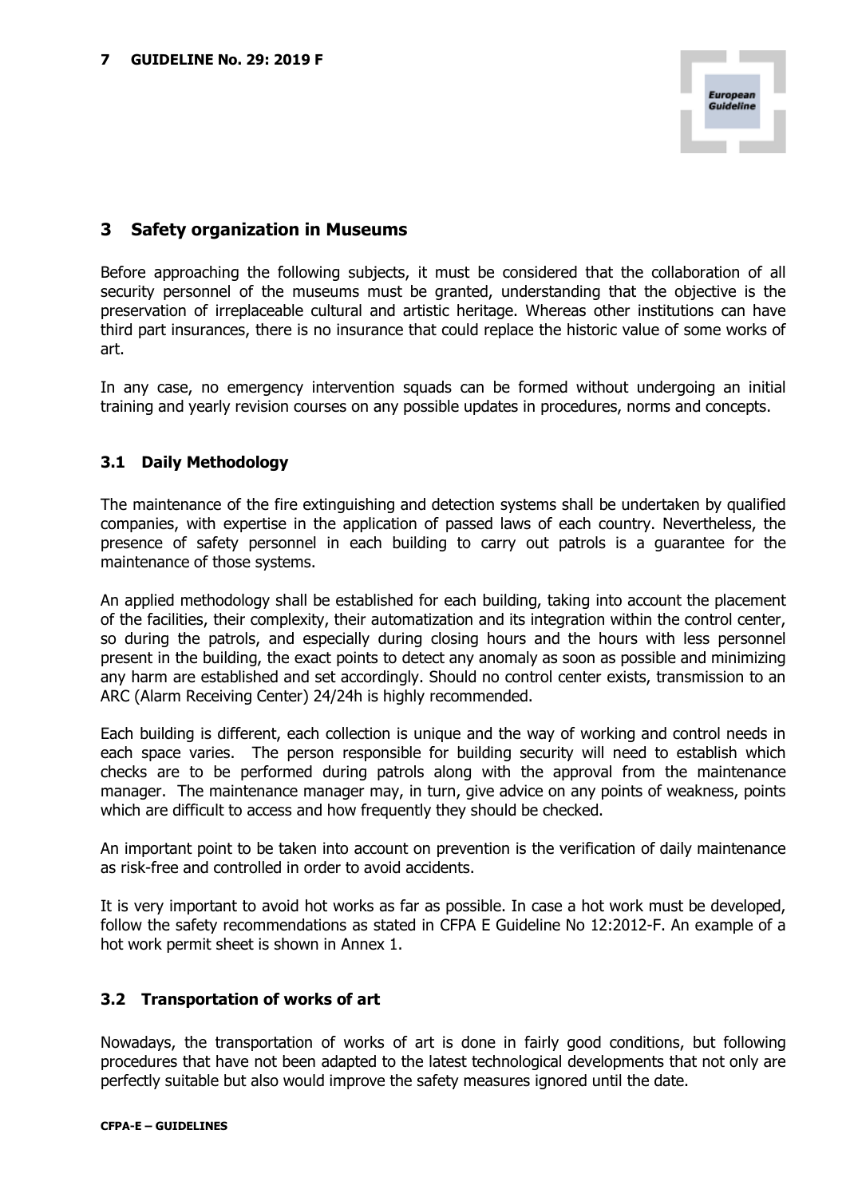## 3 Safety organization in Museums

Before approaching the following subjects, it must be considered that the collaboration of all security personnel of the museums must be granted, understanding that the objective is the preservation of irreplaceable cultural and artistic heritage. Whereas other institutions can have third part insurances, there is no insurance that could replace the historic value of some works of art.

In any case, no emergency intervention squads can be formed without undergoing an initial training and yearly revision courses on any possible updates in procedures, norms and concepts.

### 3.1 Daily Methodology

The maintenance of the fire extinguishing and detection systems shall be undertaken by qualified companies, with expertise in the application of passed laws of each country. Nevertheless, the presence of safety personnel in each building to carry out patrols is a guarantee for the maintenance of those systems.

An applied methodology shall be established for each building, taking into account the placement of the facilities, their complexity, their automatization and its integration within the control center, so during the patrols, and especially during closing hours and the hours with less personnel present in the building, the exact points to detect any anomaly as soon as possible and minimizing any harm are established and set accordingly. Should no control center exists, transmission to an ARC (Alarm Receiving Center) 24/24h is highly recommended.

Each building is different, each collection is unique and the way of working and control needs in each space varies. The person responsible for building security will need to establish which checks are to be performed during patrols along with the approval from the maintenance manager. The maintenance manager may, in turn, give advice on any points of weakness, points which are difficult to access and how frequently they should be checked.

An important point to be taken into account on prevention is the verification of daily maintenance as risk-free and controlled in order to avoid accidents.

It is very important to avoid hot works as far as possible. In case a hot work must be developed, follow the safety recommendations as stated in CFPA E Guideline No 12:2012-F. An example of a hot work permit sheet is shown in Annex 1.

### 3.2 Transportation of works of art

Nowadays, the transportation of works of art is done in fairly good conditions, but following procedures that have not been adapted to the latest technological developments that not only are perfectly suitable but also would improve the safety measures ignored until the date.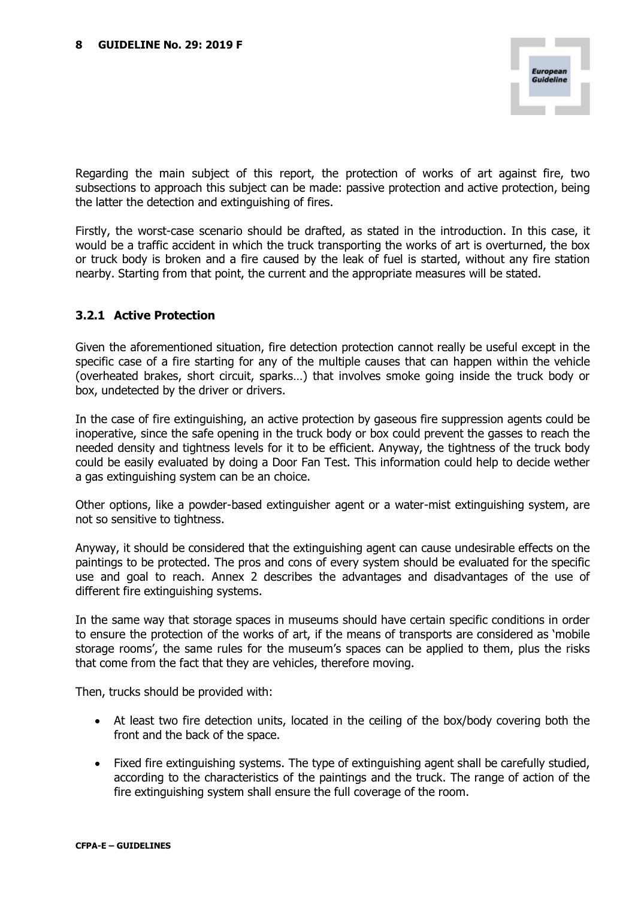Regarding the main subject of this report, the protection of works of art against fire, two subsections to approach this subject can be made: passive protection and active protection, being the latter the detection and extinguishing of fires.

Firstly, the worst-case scenario should be drafted, as stated in the introduction. In this case, it would be a traffic accident in which the truck transporting the works of art is overturned, the box or truck body is broken and a fire caused by the leak of fuel is started, without any fire station nearby. Starting from that point, the current and the appropriate measures will be stated.

### 3.2.1 Active Protection

Given the aforementioned situation, fire detection protection cannot really be useful except in the specific case of a fire starting for any of the multiple causes that can happen within the vehicle (overheated brakes, short circuit, sparks…) that involves smoke going inside the truck body or box, undetected by the driver or drivers.

In the case of fire extinguishing, an active protection by gaseous fire suppression agents could be inoperative, since the safe opening in the truck body or box could prevent the gasses to reach the needed density and tightness levels for it to be efficient. Anyway, the tightness of the truck body could be easily evaluated by doing a Door Fan Test. This information could help to decide wether a gas extinguishing system can be an choice.

Other options, like a powder-based extinguisher agent or a water-mist extinguishing system, are not so sensitive to tightness.

Anyway, it should be considered that the extinguishing agent can cause undesirable effects on the paintings to be protected. The pros and cons of every system should be evaluated for the specific use and goal to reach. Annex 2 describes the advantages and disadvantages of the use of different fire extinguishing systems.

In the same way that storage spaces in museums should have certain specific conditions in order to ensure the protection of the works of art, if the means of transports are considered as 'mobile storage rooms', the same rules for the museum's spaces can be applied to them, plus the risks that come from the fact that they are vehicles, therefore moving.

Then, trucks should be provided with:

- At least two fire detection units, located in the ceiling of the box/body covering both the front and the back of the space.
- Fixed fire extinguishing systems. The type of extinguishing agent shall be carefully studied, according to the characteristics of the paintings and the truck. The range of action of the fire extinguishing system shall ensure the full coverage of the room.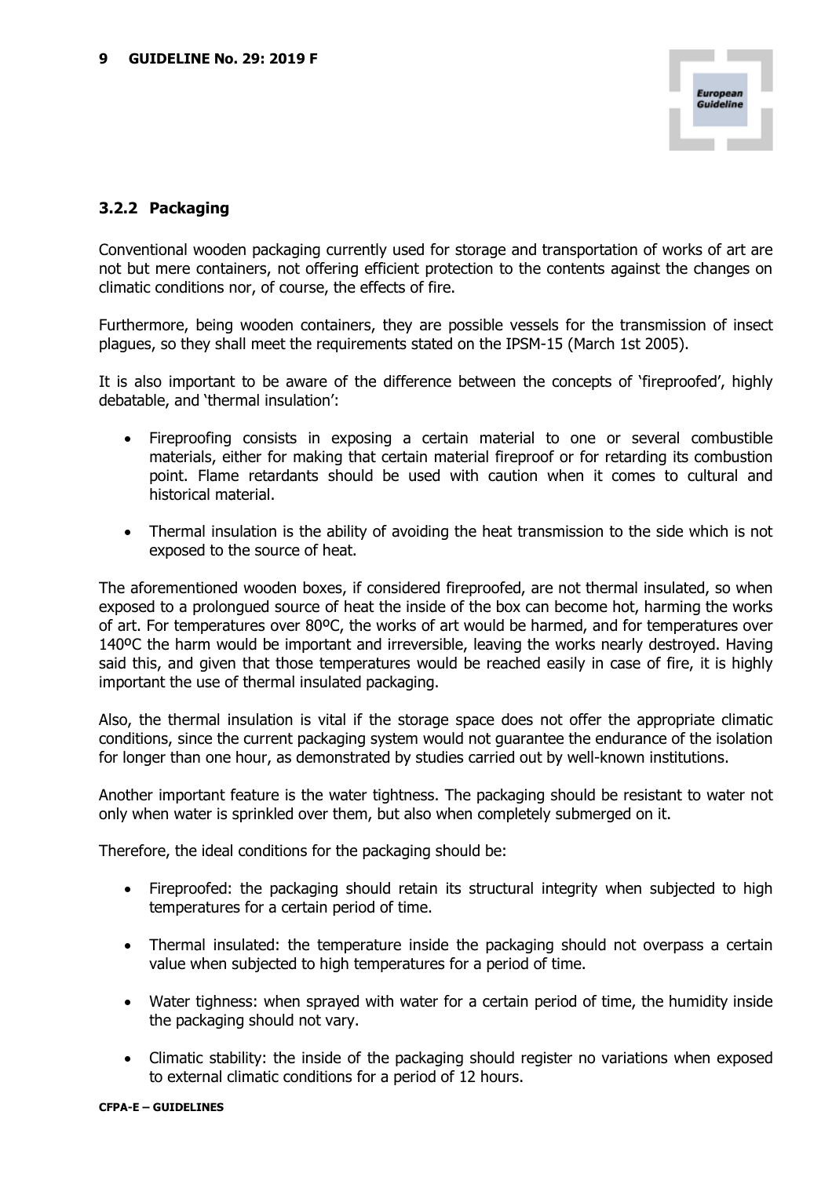### 3.2.2 Packaging

Conventional wooden packaging currently used for storage and transportation of works of art are not but mere containers, not offering efficient protection to the contents against the changes on climatic conditions nor, of course, the effects of fire.

Furthermore, being wooden containers, they are possible vessels for the transmission of insect plagues, so they shall meet the requirements stated on the IPSM-15 (March 1st 2005).

It is also important to be aware of the difference between the concepts of 'fireproofed', highly debatable, and 'thermal insulation':

- Fireproofing consists in exposing a certain material to one or several combustible materials, either for making that certain material fireproof or for retarding its combustion point. Flame retardants should be used with caution when it comes to cultural and historical material.
- Thermal insulation is the ability of avoiding the heat transmission to the side which is not exposed to the source of heat.

The aforementioned wooden boxes, if considered fireproofed, are not thermal insulated, so when exposed to a prolongued source of heat the inside of the box can become hot, harming the works of art. For temperatures over 80ºC, the works of art would be harmed, and for temperatures over 140ºC the harm would be important and irreversible, leaving the works nearly destroyed. Having said this, and given that those temperatures would be reached easily in case of fire, it is highly important the use of thermal insulated packaging.

Also, the thermal insulation is vital if the storage space does not offer the appropriate climatic conditions, since the current packaging system would not guarantee the endurance of the isolation for longer than one hour, as demonstrated by studies carried out by well-known institutions.

Another important feature is the water tightness. The packaging should be resistant to water not only when water is sprinkled over them, but also when completely submerged on it.

Therefore, the ideal conditions for the packaging should be:

- Fireproofed: the packaging should retain its structural integrity when subjected to high temperatures for a certain period of time.
- Thermal insulated: the temperature inside the packaging should not overpass a certain value when subjected to high temperatures for a period of time.
- Water tighness: when sprayed with water for a certain period of time, the humidity inside the packaging should not vary.
- Climatic stability: the inside of the packaging should register no variations when exposed to external climatic conditions for a period of 12 hours.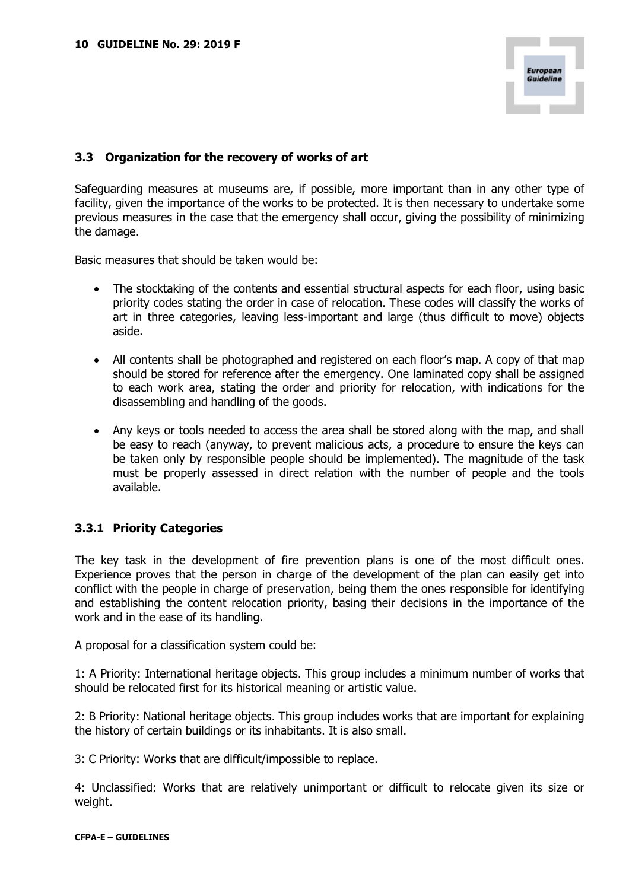## 3.3 Organization for the recovery of works of art

Safeguarding measures at museums are, if possible, more important than in any other type of facility, given the importance of the works to be protected. It is then necessary to undertake some previous measures in the case that the emergency shall occur, giving the possibility of minimizing the damage.

Basic measures that should be taken would be:

- The stocktaking of the contents and essential structural aspects for each floor, using basic priority codes stating the order in case of relocation. These codes will classify the works of art in three categories, leaving less-important and large (thus difficult to move) objects aside.
- All contents shall be photographed and registered on each floor's map. A copy of that map should be stored for reference after the emergency. One laminated copy shall be assigned to each work area, stating the order and priority for relocation, with indications for the disassembling and handling of the goods.
- Any keys or tools needed to access the area shall be stored along with the map, and shall be easy to reach (anyway, to prevent malicious acts, a procedure to ensure the keys can be taken only by responsible people should be implemented). The magnitude of the task must be properly assessed in direct relation with the number of people and the tools available.

### 3.3.1 Priority Categories

The key task in the development of fire prevention plans is one of the most difficult ones. Experience proves that the person in charge of the development of the plan can easily get into conflict with the people in charge of preservation, being them the ones responsible for identifying and establishing the content relocation priority, basing their decisions in the importance of the work and in the ease of its handling.

A proposal for a classification system could be:

1: A Priority: International heritage objects. This group includes a minimum number of works that should be relocated first for its historical meaning or artistic value.

2: B Priority: National heritage objects. This group includes works that are important for explaining the history of certain buildings or its inhabitants. It is also small.

3: C Priority: Works that are difficult/impossible to replace.

4: Unclassified: Works that are relatively unimportant or difficult to relocate given its size or weight.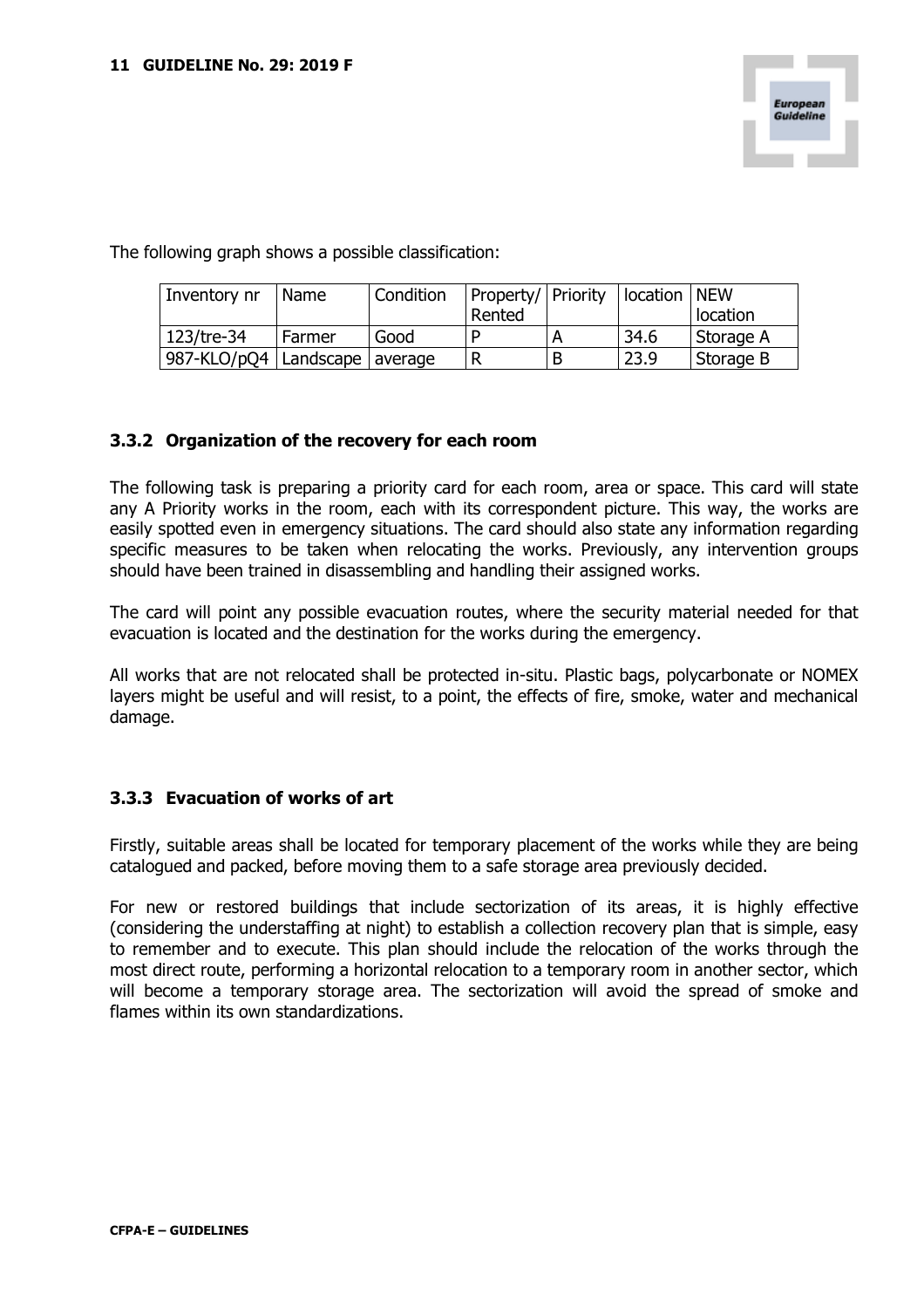The following graph shows a possible classification:

| Inventory nr | Name | Condition | Property/ Rented | Priority | location | NEW location |
|---|---|---|---|---|---|---|
| 123/tre-34 | Farmer | Good | P | A | 34.6 | Storage A |
| 987-KLO/pQ4 | Landscape | average | R | B | 23.9 | Storage B |

### 3.3.2 Organization of the recovery for each room

The following task is preparing a priority card for each room, area or space. This card will state any A Priority works in the room, each with its correspondent picture. This way, the works are easily spotted even in emergency situations. The card should also state any information regarding specific measures to be taken when relocating the works. Previously, any intervention groups should have been trained in disassembling and handling their assigned works.

The card will point any possible evacuation routes, where the security material needed for that evacuation is located and the destination for the works during the emergency.

All works that are not relocated shall be protected in-situ. Plastic bags, polycarbonate or NOMEX layers might be useful and will resist, to a point, the effects of fire, smoke, water and mechanical damage.

### 3.3.3 Evacuation of works of art

Firstly, suitable areas shall be located for temporary placement of the works while they are being catalogued and packed, before moving them to a safe storage area previously decided.

For new or restored buildings that include sectorization of its areas, it is highly effective (considering the understaffing at night) to establish a collection recovery plan that is simple, easy to remember and to execute. This plan should include the relocation of the works through the most direct route, performing a horizontal relocation to a temporary room in another sector, which will become a temporary storage area. The sectorization will avoid the spread of smoke and flames within its own standardizations.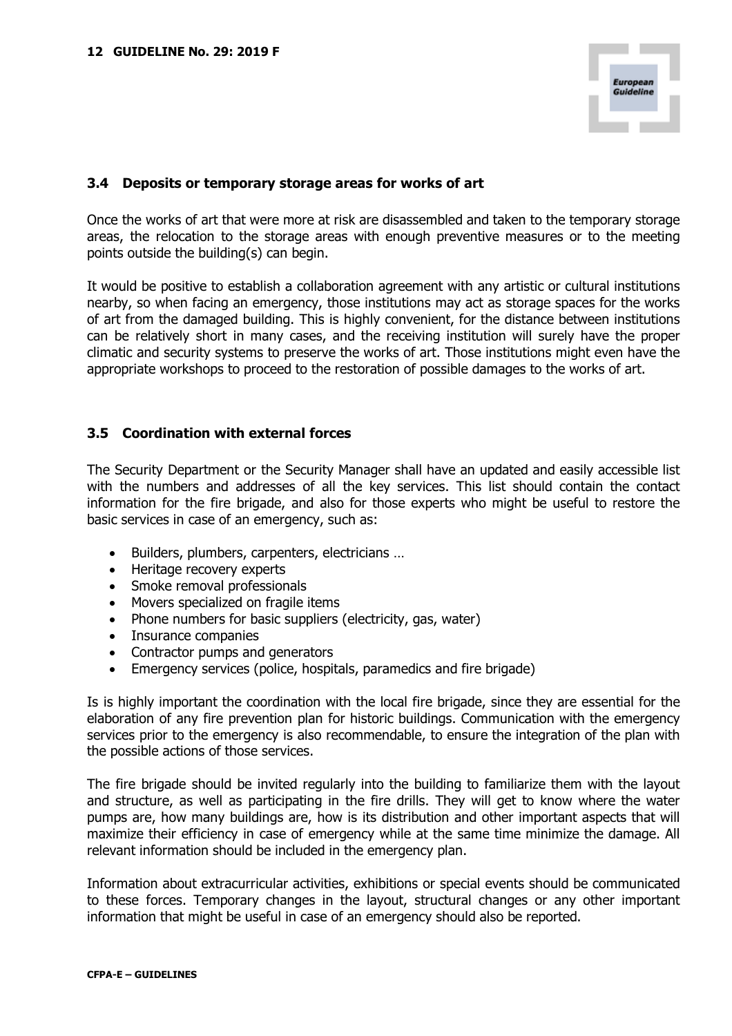## 3.4 Deposits or temporary storage areas for works of art

Once the works of art that were more at risk are disassembled and taken to the temporary storage areas, the relocation to the storage areas with enough preventive measures or to the meeting points outside the building(s) can begin.

It would be positive to establish a collaboration agreement with any artistic or cultural institutions nearby, so when facing an emergency, those institutions may act as storage spaces for the works of art from the damaged building. This is highly convenient, for the distance between institutions can be relatively short in many cases, and the receiving institution will surely have the proper climatic and security systems to preserve the works of art. Those institutions might even have the appropriate workshops to proceed to the restoration of possible damages to the works of art.

## 3.5 Coordination with external forces

The Security Department or the Security Manager shall have an updated and easily accessible list with the numbers and addresses of all the key services. This list should contain the contact information for the fire brigade, and also for those experts who might be useful to restore the basic services in case of an emergency, such as:

- Builders, plumbers, carpenters, electricians …
- Heritage recovery experts
- Smoke removal professionals
- Movers specialized on fragile items
- Phone numbers for basic suppliers (electricity, gas, water)
- Insurance companies
- Contractor pumps and generators
- Emergency services (police, hospitals, paramedics and fire brigade)

Is is highly important the coordination with the local fire brigade, since they are essential for the elaboration of any fire prevention plan for historic buildings. Communication with the emergency services prior to the emergency is also recommendable, to ensure the integration of the plan with the possible actions of those services.

The fire brigade should be invited regularly into the building to familiarize them with the layout and structure, as well as participating in the fire drills. They will get to know where the water pumps are, how many buildings are, how is its distribution and other important aspects that will maximize their efficiency in case of emergency while at the same time minimize the damage. All relevant information should be included in the emergency plan.

Information about extracurricular activities, exhibitions or special events should be communicated to these forces. Temporary changes in the layout, structural changes or any other important information that might be useful in case of an emergency should also be reported.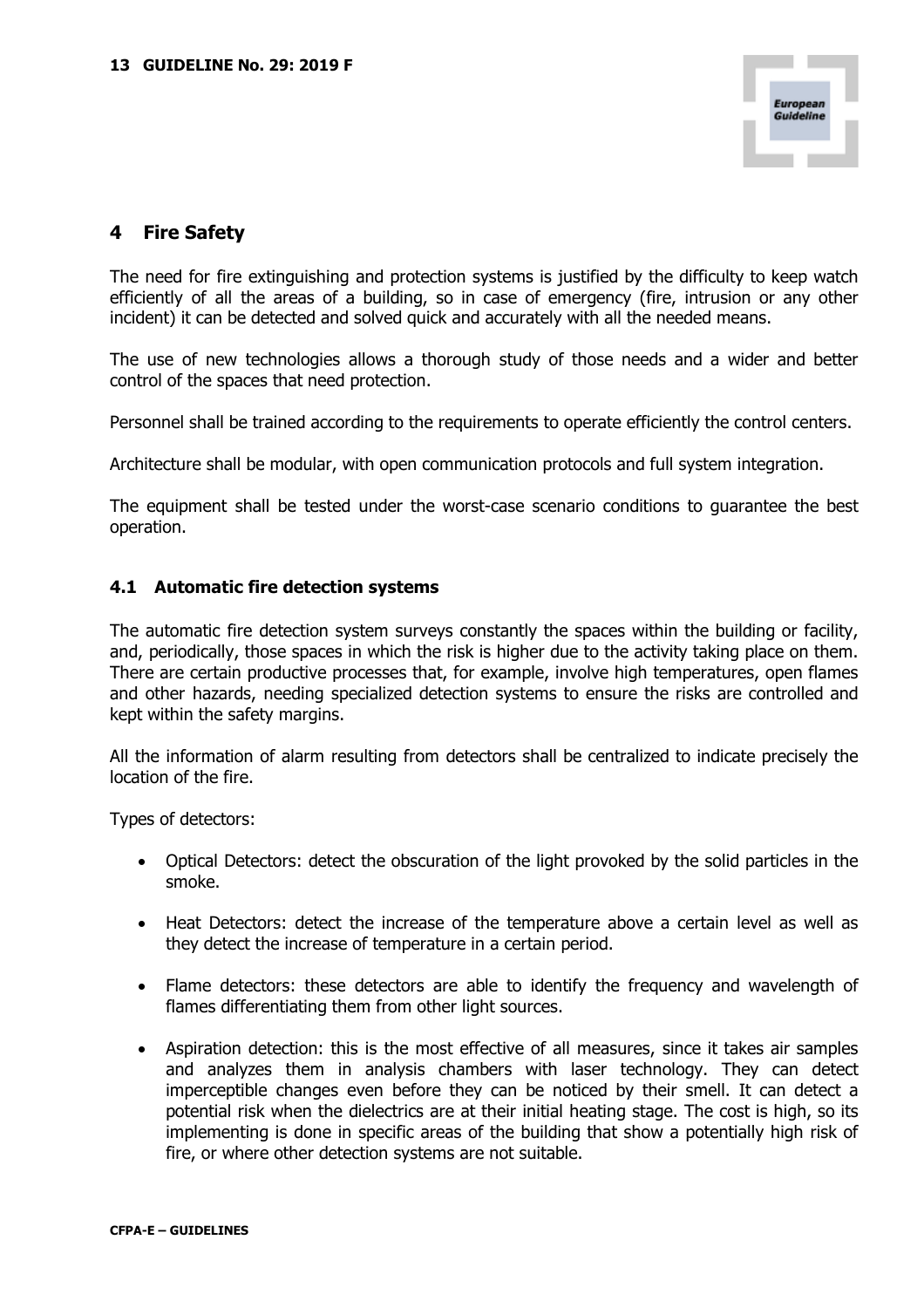## 4 Fire Safety

The need for fire extinguishing and protection systems is justified by the difficulty to keep watch efficiently of all the areas of a building, so in case of emergency (fire, intrusion or any other incident) it can be detected and solved quick and accurately with all the needed means.

The use of new technologies allows a thorough study of those needs and a wider and better control of the spaces that need protection.

Personnel shall be trained according to the requirements to operate efficiently the control centers.

Architecture shall be modular, with open communication protocols and full system integration.

The equipment shall be tested under the worst-case scenario conditions to guarantee the best operation.

### 4.1 Automatic fire detection systems

The automatic fire detection system surveys constantly the spaces within the building or facility, and, periodically, those spaces in which the risk is higher due to the activity taking place on them. There are certain productive processes that, for example, involve high temperatures, open flames and other hazards, needing specialized detection systems to ensure the risks are controlled and kept within the safety margins.

All the information of alarm resulting from detectors shall be centralized to indicate precisely the location of the fire.

Types of detectors:

- Optical Detectors: detect the obscuration of the light provoked by the solid particles in the smoke.
- Heat Detectors: detect the increase of the temperature above a certain level as well as they detect the increase of temperature in a certain period.
- Flame detectors: these detectors are able to identify the frequency and wavelength of flames differentiating them from other light sources.
- Aspiration detection: this is the most effective of all measures, since it takes air samples and analyzes them in analysis chambers with laser technology. They can detect imperceptible changes even before they can be noticed by their smell. It can detect a potential risk when the dielectrics are at their initial heating stage. The cost is high, so its implementing is done in specific areas of the building that show a potentially high risk of fire, or where other detection systems are not suitable.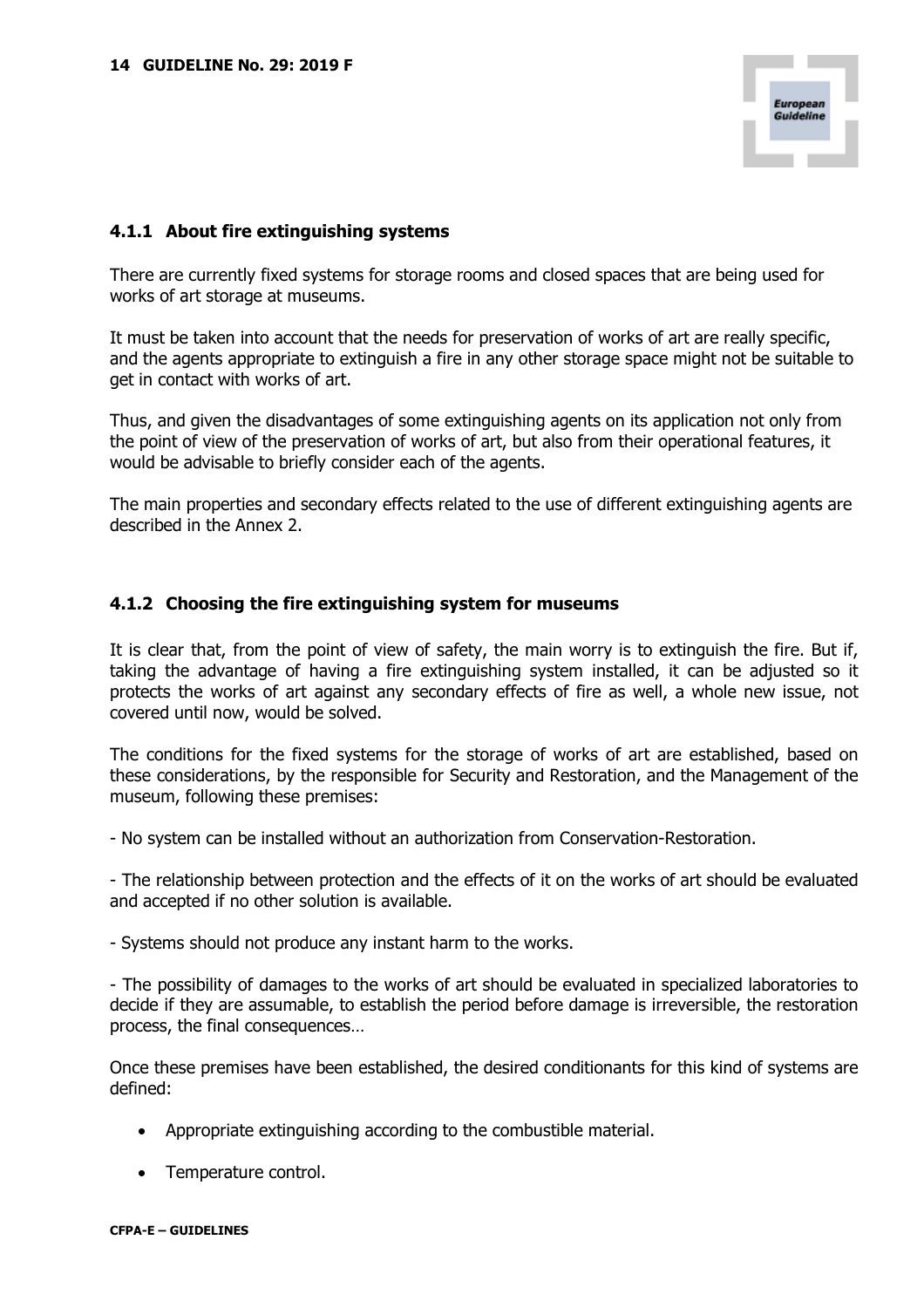### 4.1.1 About fire extinguishing systems

There are currently fixed systems for storage rooms and closed spaces that are being used for works of art storage at museums.

It must be taken into account that the needs for preservation of works of art are really specific, and the agents appropriate to extinguish a fire in any other storage space might not be suitable to get in contact with works of art.

Thus, and given the disadvantages of some extinguishing agents on its application not only from the point of view of the preservation of works of art, but also from their operational features, it would be advisable to briefly consider each of the agents.

The main properties and secondary effects related to the use of different extinguishing agents are described in the Annex 2.

### 4.1.2 Choosing the fire extinguishing system for museums

It is clear that, from the point of view of safety, the main worry is to extinguish the fire. But if, taking the advantage of having a fire extinguishing system installed, it can be adjusted so it protects the works of art against any secondary effects of fire as well, a whole new issue, not covered until now, would be solved.

The conditions for the fixed systems for the storage of works of art are established, based on these considerations, by the responsible for Security and Restoration, and the Management of the museum, following these premises:

- No system can be installed without an authorization from Conservation-Restoration.

- The relationship between protection and the effects of it on the works of art should be evaluated and accepted if no other solution is available.

- Systems should not produce any instant harm to the works.

- The possibility of damages to the works of art should be evaluated in specialized laboratories to decide if they are assumable, to establish the period before damage is irreversible, the restoration process, the final consequences…

Once these premises have been established, the desired conditionants for this kind of systems are defined:

- Appropriate extinguishing according to the combustible material.
- Temperature control.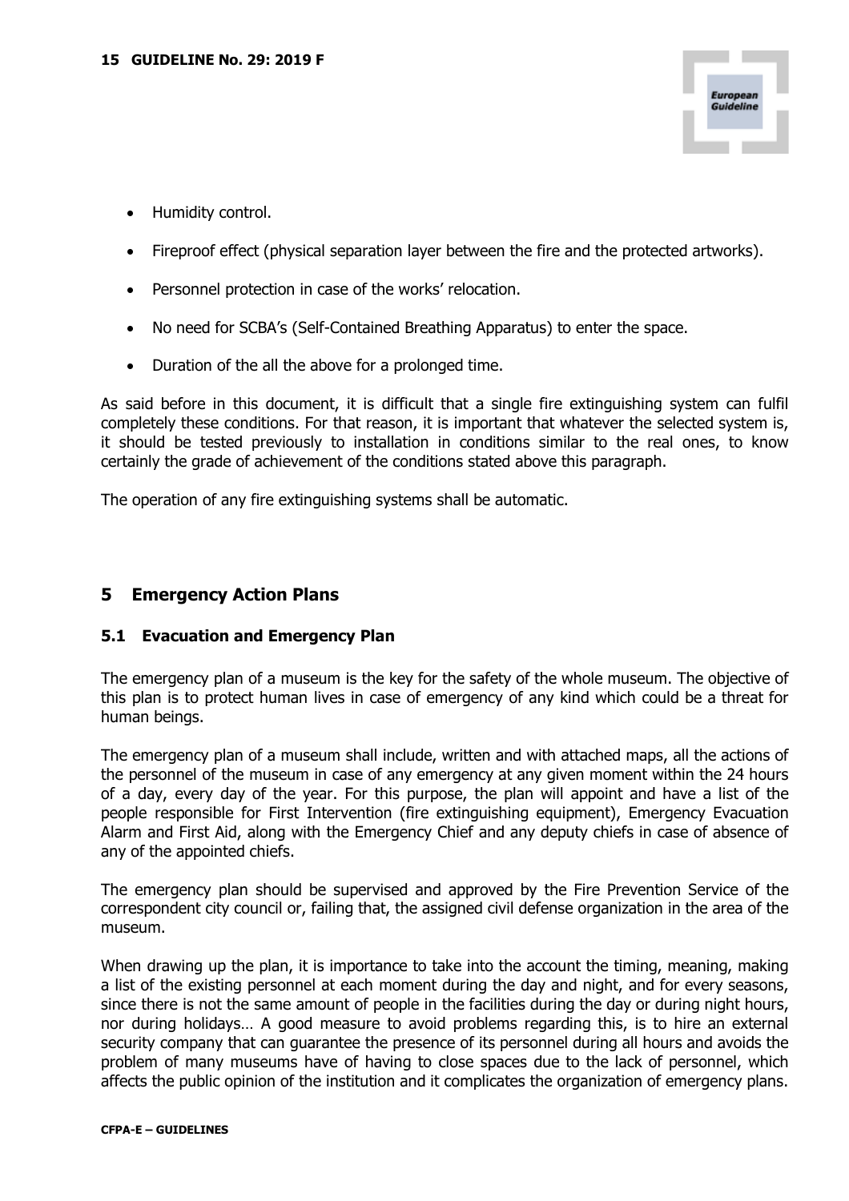- Humidity control.
- Fireproof effect (physical separation layer between the fire and the protected artworks).
- Personnel protection in case of the works' relocation.
- No need for SCBA's (Self-Contained Breathing Apparatus) to enter the space.
- Duration of the all the above for a prolonged time.

As said before in this document, it is difficult that a single fire extinguishing system can fulfil completely these conditions. For that reason, it is important that whatever the selected system is, it should be tested previously to installation in conditions similar to the real ones, to know certainly the grade of achievement of the conditions stated above this paragraph.

The operation of any fire extinguishing systems shall be automatic.

## 5 Emergency Action Plans

### 5.1 Evacuation and Emergency Plan

The emergency plan of a museum is the key for the safety of the whole museum. The objective of this plan is to protect human lives in case of emergency of any kind which could be a threat for human beings.

The emergency plan of a museum shall include, written and with attached maps, all the actions of the personnel of the museum in case of any emergency at any given moment within the 24 hours of a day, every day of the year. For this purpose, the plan will appoint and have a list of the people responsible for First Intervention (fire extinguishing equipment), Emergency Evacuation Alarm and First Aid, along with the Emergency Chief and any deputy chiefs in case of absence of any of the appointed chiefs.

The emergency plan should be supervised and approved by the Fire Prevention Service of the correspondent city council or, failing that, the assigned civil defense organization in the area of the museum.

When drawing up the plan, it is importance to take into the account the timing, meaning, making a list of the existing personnel at each moment during the day and night, and for every seasons, since there is not the same amount of people in the facilities during the day or during night hours, nor during holidays… A good measure to avoid problems regarding this, is to hire an external security company that can guarantee the presence of its personnel during all hours and avoids the problem of many museums have of having to close spaces due to the lack of personnel, which affects the public opinion of the institution and it complicates the organization of emergency plans.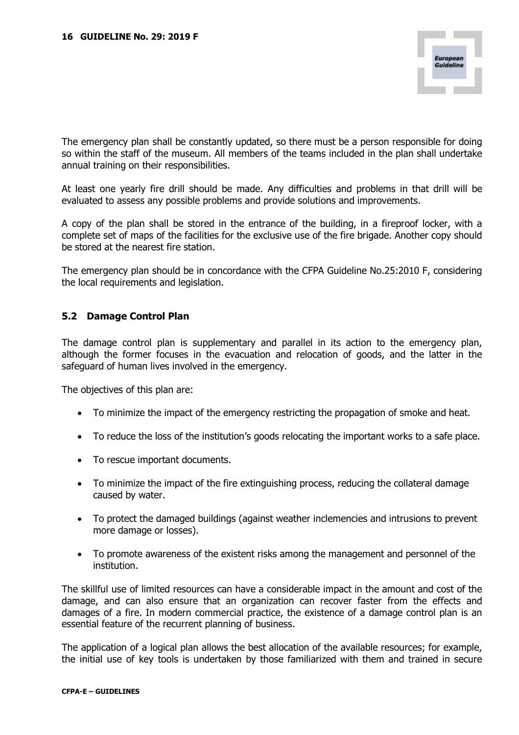The emergency plan shall be constantly updated, so there must be a person responsible for doing so within the staff of the museum. All members of the teams included in the plan shall undertake annual training on their responsibilities.

At least one yearly fire drill should be made. Any difficulties and problems in that drill will be evaluated to assess any possible problems and provide solutions and improvements.

A copy of the plan shall be stored in the entrance of the building, in a fireproof locker, with a complete set of maps of the facilities for the exclusive use of the fire brigade. Another copy should be stored at the nearest fire station.

The emergency plan should be in concordance with the CFPA Guideline No.25:2010 F, considering the local requirements and legislation.

## 5.2 Damage Control Plan

The damage control plan is supplementary and parallel in its action to the emergency plan, although the former focuses in the evacuation and relocation of goods, and the latter in the safeguard of human lives involved in the emergency.

The objectives of this plan are:

- To minimize the impact of the emergency restricting the propagation of smoke and heat.
- To reduce the loss of the institution's goods relocating the important works to a safe place.
- To rescue important documents.
- To minimize the impact of the fire extinguishing process, reducing the collateral damage caused by water.
- To protect the damaged buildings (against weather inclemencies and intrusions to prevent more damage or losses).
- To promote awareness of the existent risks among the management and personnel of the institution.

The skillful use of limited resources can have a considerable impact in the amount and cost of the damage, and can also ensure that an organization can recover faster from the effects and damages of a fire. In modern commercial practice, the existence of a damage control plan is an essential feature of the recurrent planning of business.

The application of a logical plan allows the best allocation of the available resources; for example, the initial use of key tools is undertaken by those familiarized with them and trained in secure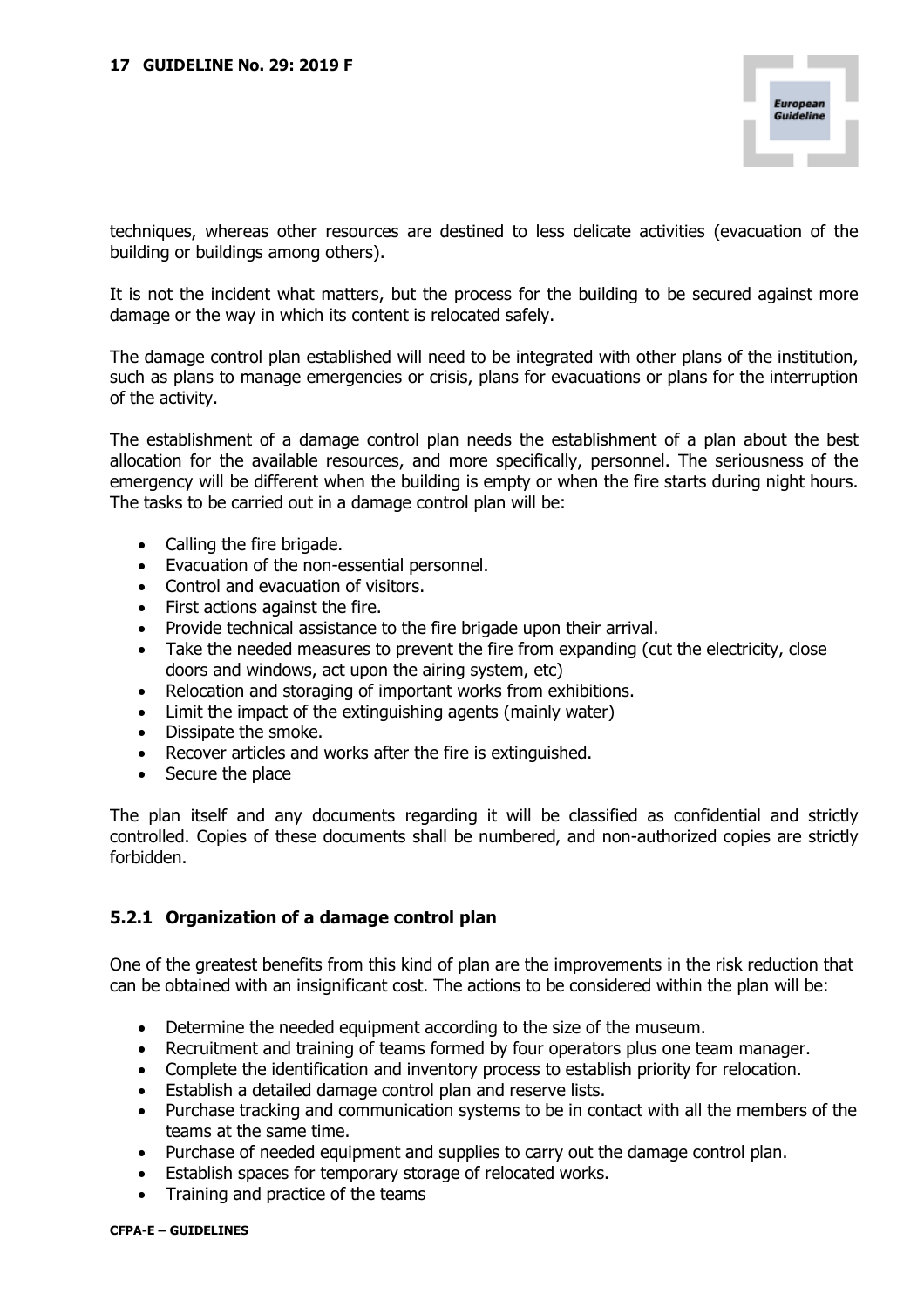techniques, whereas other resources are destined to less delicate activities (evacuation of the building or buildings among others).

It is not the incident what matters, but the process for the building to be secured against more damage or the way in which its content is relocated safely.

The damage control plan established will need to be integrated with other plans of the institution, such as plans to manage emergencies or crisis, plans for evacuations or plans for the interruption of the activity.

The establishment of a damage control plan needs the establishment of a plan about the best allocation for the available resources, and more specifically, personnel. The seriousness of the emergency will be different when the building is empty or when the fire starts during night hours. The tasks to be carried out in a damage control plan will be:

- Calling the fire brigade.
- Evacuation of the non-essential personnel.
- Control and evacuation of visitors.
- First actions against the fire.
- Provide technical assistance to the fire brigade upon their arrival.
- Take the needed measures to prevent the fire from expanding (cut the electricity, close doors and windows, act upon the airing system, etc)
- Relocation and storaging of important works from exhibitions.
- Limit the impact of the extinguishing agents (mainly water)
- Dissipate the smoke.
- Recover articles and works after the fire is extinguished.
- Secure the place

The plan itself and any documents regarding it will be classified as confidential and strictly controlled. Copies of these documents shall be numbered, and non-authorized copies are strictly forbidden.

### 5.2.1 Organization of a damage control plan

One of the greatest benefits from this kind of plan are the improvements in the risk reduction that can be obtained with an insignificant cost. The actions to be considered within the plan will be:

- Determine the needed equipment according to the size of the museum.
- Recruitment and training of teams formed by four operators plus one team manager.
- Complete the identification and inventory process to establish priority for relocation.
- Establish a detailed damage control plan and reserve lists.
- Purchase tracking and communication systems to be in contact with all the members of the teams at the same time.
- Purchase of needed equipment and supplies to carry out the damage control plan.
- Establish spaces for temporary storage of relocated works.
- Training and practice of the teams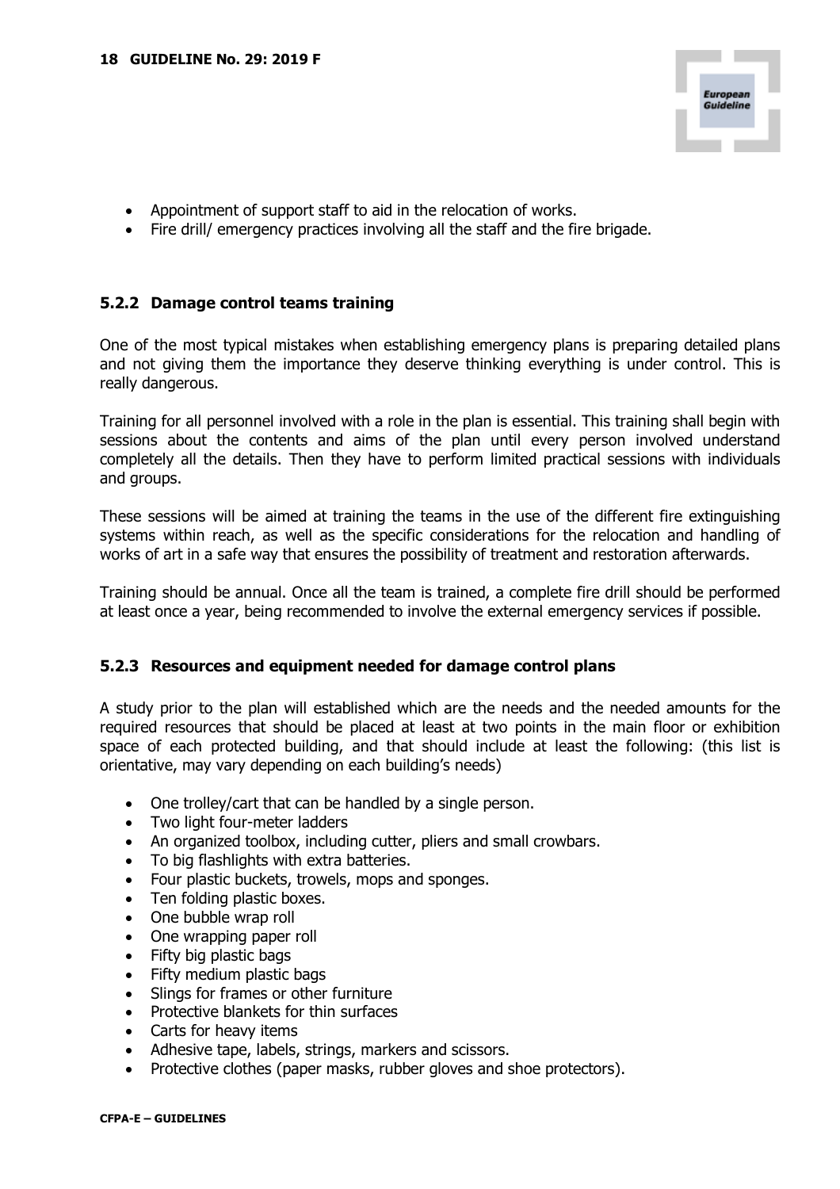- Appointment of support staff to aid in the relocation of works.
- Fire drill/ emergency practices involving all the staff and the fire brigade.

### 5.2.2 Damage control teams training

One of the most typical mistakes when establishing emergency plans is preparing detailed plans and not giving them the importance they deserve thinking everything is under control. This is really dangerous.

Training for all personnel involved with a role in the plan is essential. This training shall begin with sessions about the contents and aims of the plan until every person involved understand completely all the details. Then they have to perform limited practical sessions with individuals and groups.

These sessions will be aimed at training the teams in the use of the different fire extinguishing systems within reach, as well as the specific considerations for the relocation and handling of works of art in a safe way that ensures the possibility of treatment and restoration afterwards.

Training should be annual. Once all the team is trained, a complete fire drill should be performed at least once a year, being recommended to involve the external emergency services if possible.

### 5.2.3 Resources and equipment needed for damage control plans

A study prior to the plan will established which are the needs and the needed amounts for the required resources that should be placed at least at two points in the main floor or exhibition space of each protected building, and that should include at least the following: (this list is orientative, may vary depending on each building's needs)

- One trolley/cart that can be handled by a single person.
- Two light four-meter ladders
- An organized toolbox, including cutter, pliers and small crowbars.
- To big flashlights with extra batteries.
- Four plastic buckets, trowels, mops and sponges.
- Ten folding plastic boxes.
- One bubble wrap roll
- One wrapping paper roll
- Fifty big plastic bags
- Fifty medium plastic bags
- Slings for frames or other furniture
- Protective blankets for thin surfaces
- Carts for heavy items
- Adhesive tape, labels, strings, markers and scissors.
- Protective clothes (paper masks, rubber gloves and shoe protectors).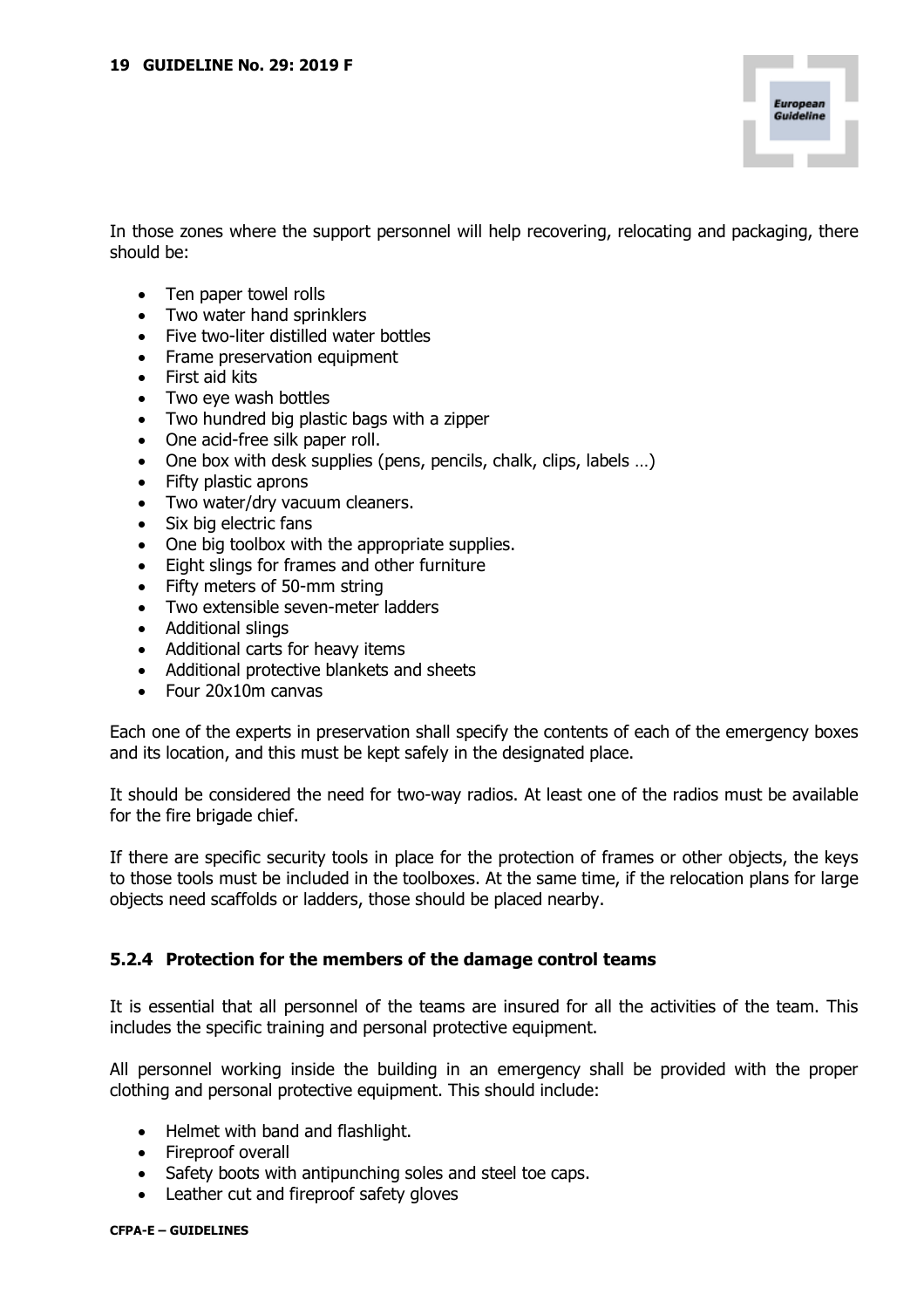In those zones where the support personnel will help recovering, relocating and packaging, there should be:

- Ten paper towel rolls
- Two water hand sprinklers
- Five two-liter distilled water bottles
- Frame preservation equipment
- First aid kits
- Two eye wash bottles
- Two hundred big plastic bags with a zipper
- One acid-free silk paper roll.
- One box with desk supplies (pens, pencils, chalk, clips, labels …)
- Fifty plastic aprons
- Two water/dry vacuum cleaners.
- Six big electric fans
- One big toolbox with the appropriate supplies.
- Eight slings for frames and other furniture
- Fifty meters of 50-mm string
- Two extensible seven-meter ladders
- Additional slings
- Additional carts for heavy items
- Additional protective blankets and sheets
- Four 20x10m canvas

Each one of the experts in preservation shall specify the contents of each of the emergency boxes and its location, and this must be kept safely in the designated place.

It should be considered the need for two-way radios. At least one of the radios must be available for the fire brigade chief.

If there are specific security tools in place for the protection of frames or other objects, the keys to those tools must be included in the toolboxes. At the same time, if the relocation plans for large objects need scaffolds or ladders, those should be placed nearby.

### 5.2.4 Protection for the members of the damage control teams

It is essential that all personnel of the teams are insured for all the activities of the team. This includes the specific training and personal protective equipment.

All personnel working inside the building in an emergency shall be provided with the proper clothing and personal protective equipment. This should include:

- Helmet with band and flashlight.
- Fireproof overall
- Safety boots with antipunching soles and steel toe caps.
- Leather cut and fireproof safety gloves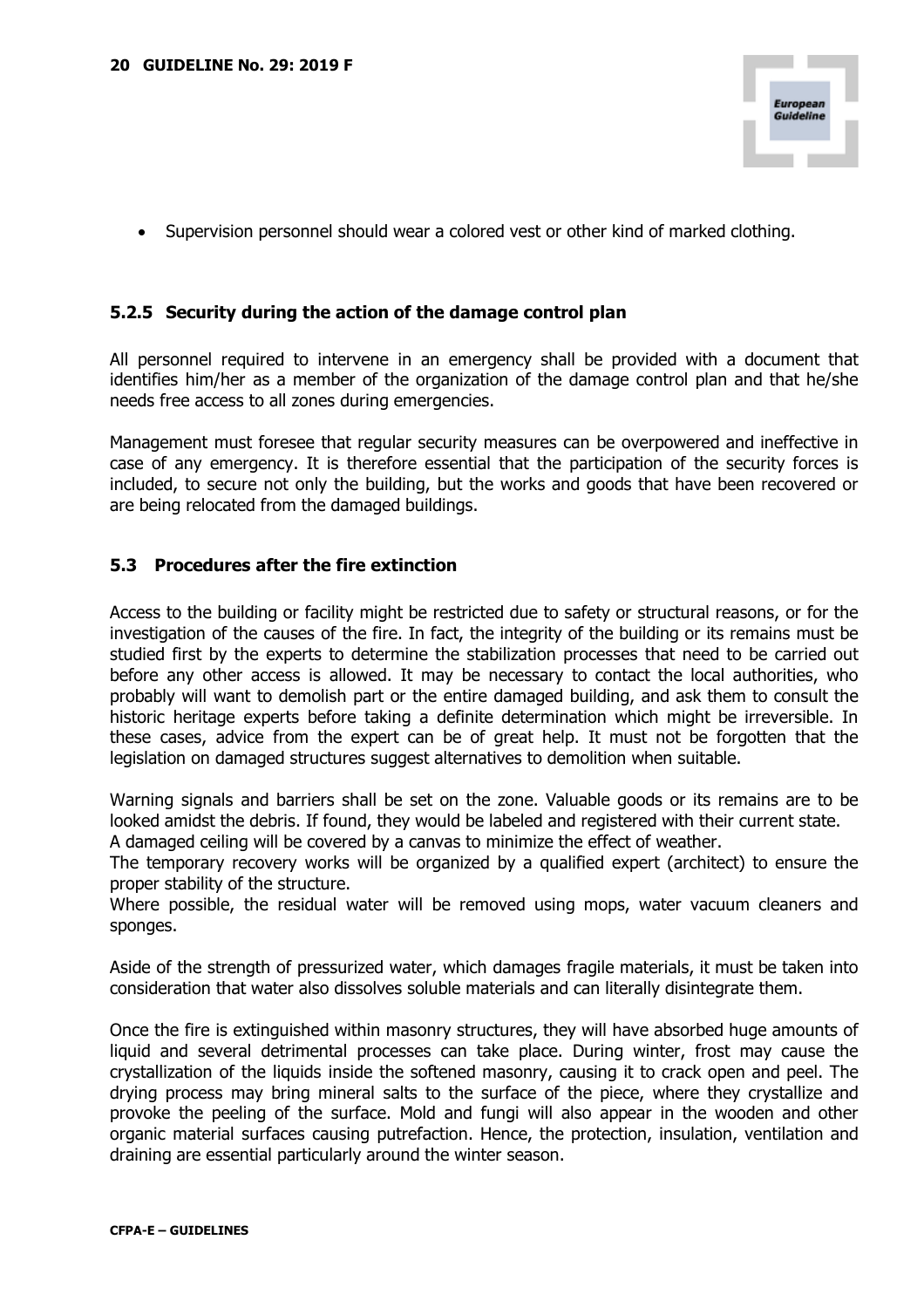- Supervision personnel should wear a colored vest or other kind of marked clothing.

### 5.2.5 Security during the action of the damage control plan

All personnel required to intervene in an emergency shall be provided with a document that identifies him/her as a member of the organization of the damage control plan and that he/she needs free access to all zones during emergencies.

Management must foresee that regular security measures can be overpowered and ineffective in case of any emergency. It is therefore essential that the participation of the security forces is included, to secure not only the building, but the works and goods that have been recovered or are being relocated from the damaged buildings.

## 5.3 Procedures after the fire extinction

Access to the building or facility might be restricted due to safety or structural reasons, or for the investigation of the causes of the fire. In fact, the integrity of the building or its remains must be studied first by the experts to determine the stabilization processes that need to be carried out before any other access is allowed. It may be necessary to contact the local authorities, who probably will want to demolish part or the entire damaged building, and ask them to consult the historic heritage experts before taking a definite determination which might be irreversible. In these cases, advice from the expert can be of great help. It must not be forgotten that the legislation on damaged structures suggest alternatives to demolition when suitable.

Warning signals and barriers shall be set on the zone. Valuable goods or its remains are to be looked amidst the debris. If found, they would be labeled and registered with their current state.
A damaged ceiling will be covered by a canvas to minimize the effect of weather.
The temporary recovery works will be organized by a qualified expert (architect) to ensure the proper stability of the structure.
Where possible, the residual water will be removed using mops, water vacuum cleaners and sponges.

Aside of the strength of pressurized water, which damages fragile materials, it must be taken into consideration that water also dissolves soluble materials and can literally disintegrate them.

Once the fire is extinguished within masonry structures, they will have absorbed huge amounts of liquid and several detrimental processes can take place. During winter, frost may cause the crystallization of the liquids inside the softened masonry, causing it to crack open and peel. The drying process may bring mineral salts to the surface of the piece, where they crystallize and provoke the peeling of the surface. Mold and fungi will also appear in the wooden and other organic material surfaces causing putrefaction. Hence, the protection, insulation, ventilation and draining are essential particularly around the winter season.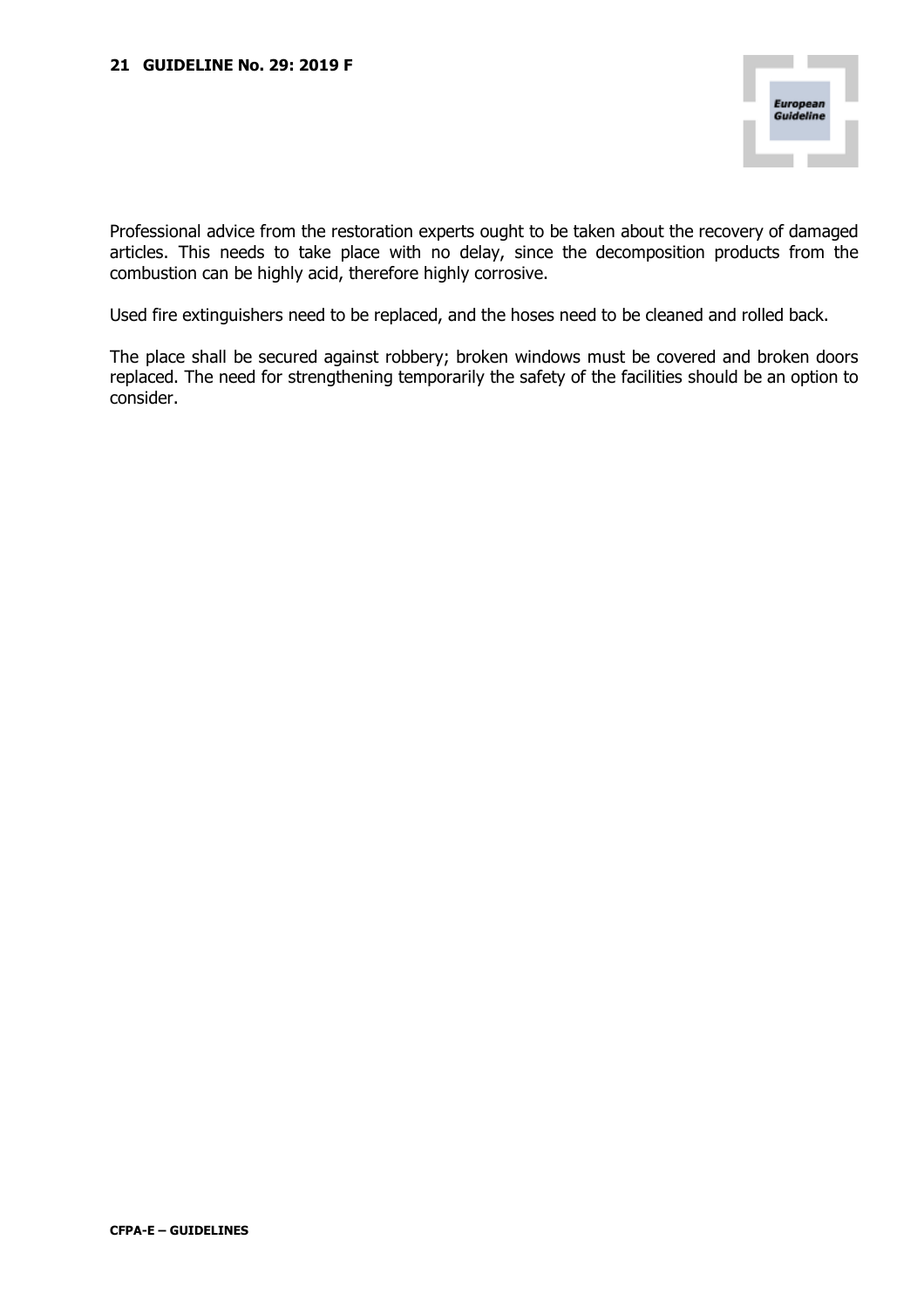Professional advice from the restoration experts ought to be taken about the recovery of damaged articles. This needs to take place with no delay, since the decomposition products from the combustion can be highly acid, therefore highly corrosive.

Used fire extinguishers need to be replaced, and the hoses need to be cleaned and rolled back.

The place shall be secured against robbery; broken windows must be covered and broken doors replaced. The need for strengthening temporarily the safety of the facilities should be an option to consider.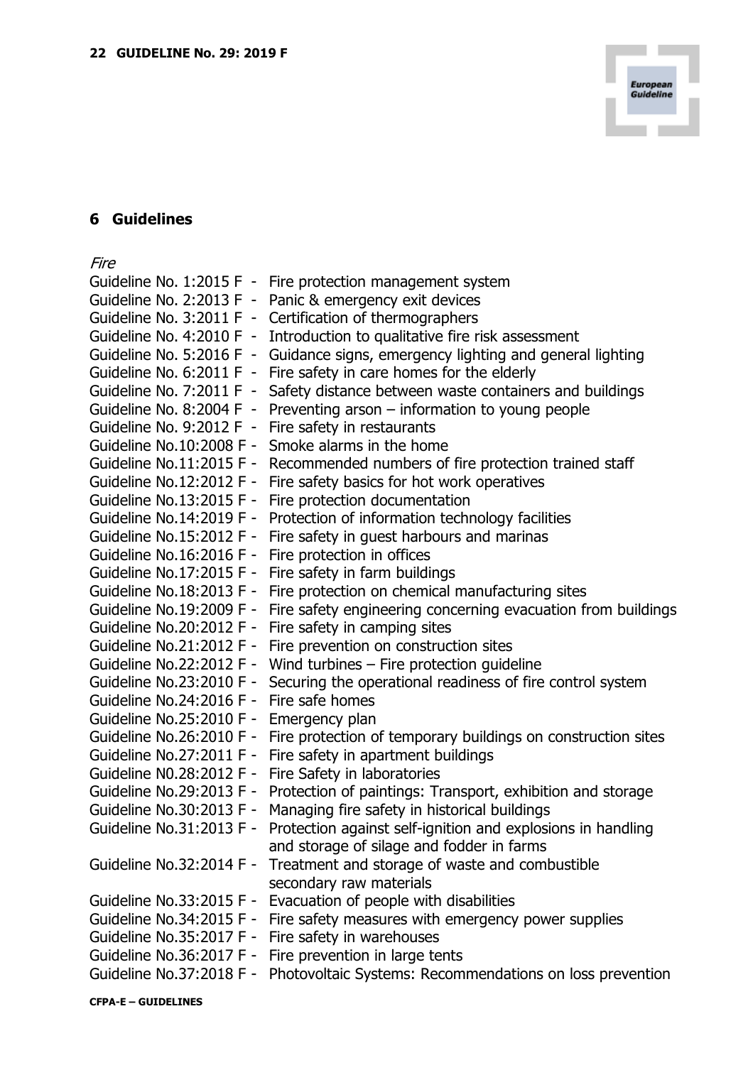## 6 Guidelines

*Fire*

Guideline No. 1:2015 F - Fire protection management system
Guideline No. 2:2013 F - Panic & emergency exit devices
Guideline No. 3:2011 F - Certification of thermographers
Guideline No. 4:2010 F - Introduction to qualitative fire risk assessment
Guideline No. 5:2016 F - Guidance signs, emergency lighting and general lighting
Guideline No. 6:2011 F - Fire safety in care homes for the elderly
Guideline No. 7:2011 F - Safety distance between waste containers and buildings
Guideline No. 8:2004 F - Preventing arson – information to young people
Guideline No. 9:2012 F - Fire safety in restaurants
Guideline No.10:2008 F - Smoke alarms in the home
Guideline No.11:2015 F - Recommended numbers of fire protection trained staff
Guideline No.12:2012 F - Fire safety basics for hot work operatives
Guideline No.13:2015 F - Fire protection documentation
Guideline No.14:2019 F - Protection of information technology facilities
Guideline No.15:2012 F - Fire safety in guest harbours and marinas
Guideline No.16:2016 F - Fire protection in offices
Guideline No.17:2015 F - Fire safety in farm buildings
Guideline No.18:2013 F - Fire protection on chemical manufacturing sites
Guideline No.19:2009 F - Fire safety engineering concerning evacuation from buildings
Guideline No.20:2012 F - Fire safety in camping sites
Guideline No.21:2012 F - Fire prevention on construction sites
Guideline No.22:2012 F - Wind turbines – Fire protection guideline
Guideline No.23:2010 F - Securing the operational readiness of fire control system
Guideline No.24:2016 F - Fire safe homes
Guideline No.25:2010 F - Emergency plan
Guideline No.26:2010 F - Fire protection of temporary buildings on construction sites
Guideline No.27:2011 F - Fire safety in apartment buildings
Guideline N0.28:2012 F - Fire Safety in laboratories
Guideline No.29:2013 F - Protection of paintings: Transport, exhibition and storage
Guideline No.30:2013 F - Managing fire safety in historical buildings
Guideline No.31:2013 F - Protection against self-ignition and explosions in handling and storage of silage and fodder in farms
Guideline No.32:2014 F - Treatment and storage of waste and combustible secondary raw materials
Guideline No.33:2015 F - Evacuation of people with disabilities
Guideline No.34:2015 F - Fire safety measures with emergency power supplies
Guideline No.35:2017 F - Fire safety in warehouses
Guideline No.36:2017 F - Fire prevention in large tents
Guideline No.37:2018 F - Photovoltaic Systems: Recommendations on loss prevention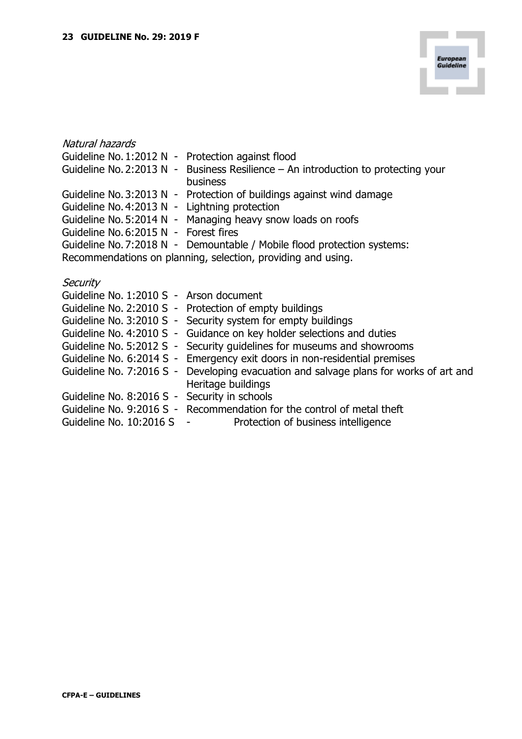*Natural hazards*

Guideline No. 1:2012 N - Protection against flood
Guideline No. 2:2013 N - Business Resilience – An introduction to protecting your business
Guideline No. 3:2013 N - Protection of buildings against wind damage
Guideline No. 4:2013 N - Lightning protection
Guideline No. 5:2014 N - Managing heavy snow loads on roofs
Guideline No. 6:2015 N - Forest fires
Guideline No. 7:2018 N - Demountable / Mobile flood protection systems: Recommendations on planning, selection, providing and using.

*Security*

Guideline No. 1:2010 S - Arson document
Guideline No. 2:2010 S - Protection of empty buildings
Guideline No. 3:2010 S - Security system for empty buildings
Guideline No. 4:2010 S - Guidance on key holder selections and duties
Guideline No. 5:2012 S - Security guidelines for museums and showrooms
Guideline No. 6:2014 S - Emergency exit doors in non-residential premises
Guideline No. 7:2016 S - Developing evacuation and salvage plans for works of art and Heritage buildings
Guideline No. 8:2016 S - Security in schools
Guideline No. 9:2016 S - Recommendation for the control of metal theft
Guideline No. 10:2016 S - Protection of business intelligence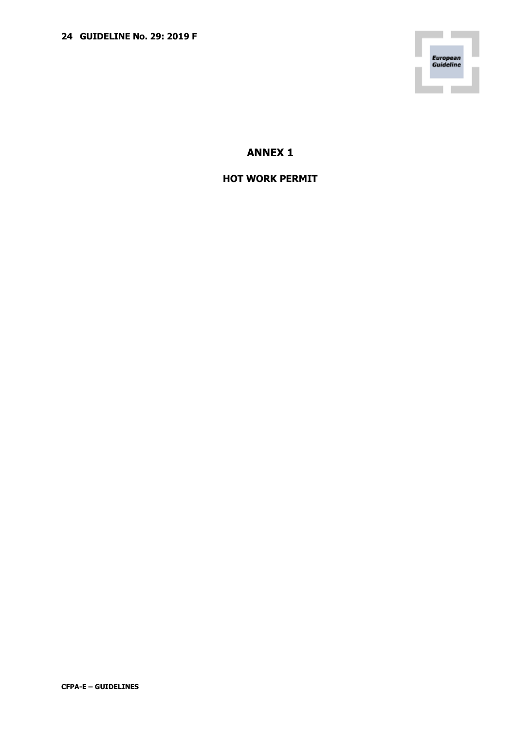# ANNEX 1

## HOT WORK PERMIT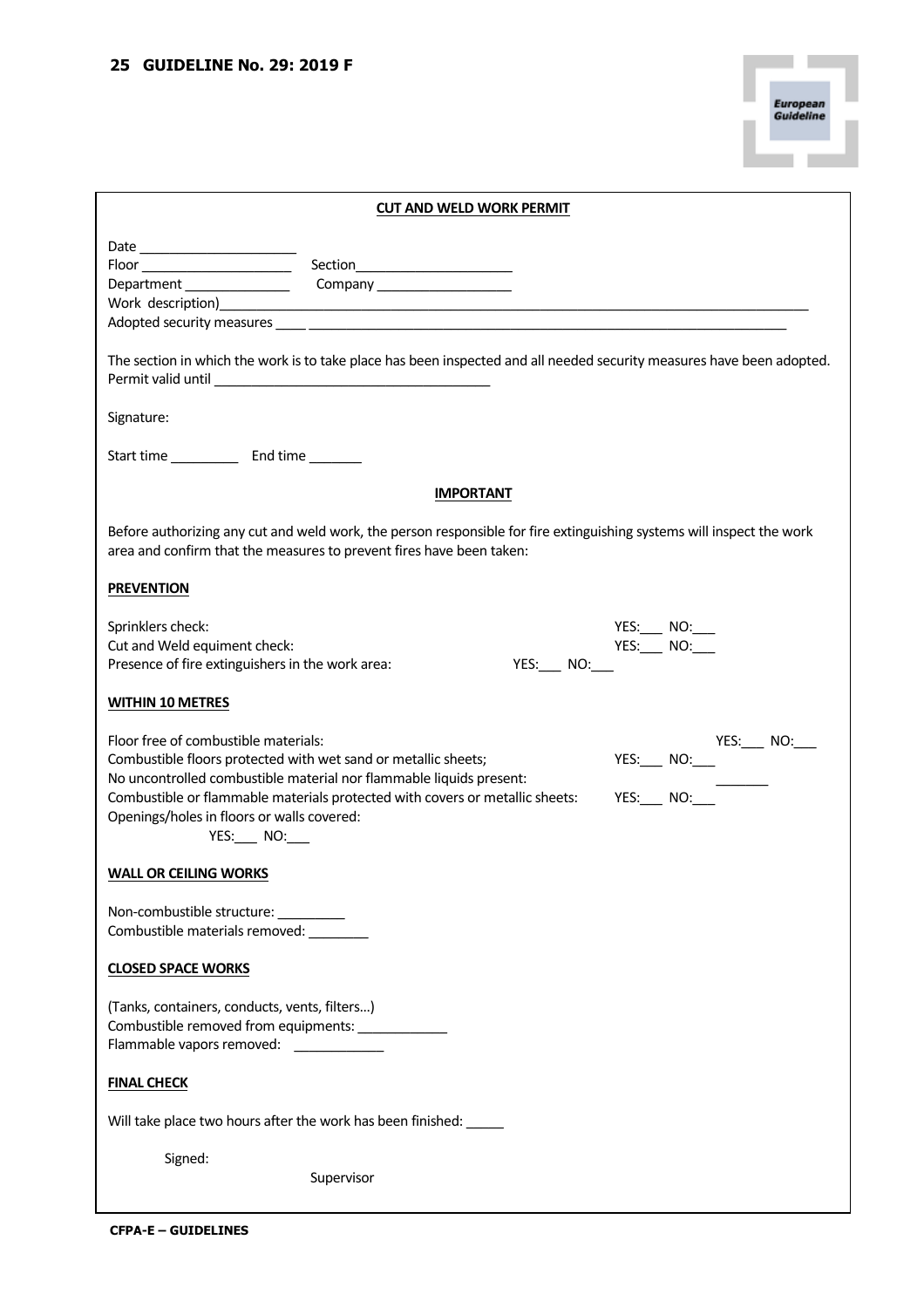**CUT AND WELD WORK PERMIT**

Date ______________________
Floor ____________________ Section______________________
Department ______________ Company __________________
Work description)____________________________________________________________________________
Adopted security measures ____ ______________________________________________________________

The section in which the work is to take place has been inspected and all needed security measures have been adopted.
Permit valid until _____________________________________

Signature:

Start time _________ End time _______

**IMPORTANT**

Before authorizing any cut and weld work, the person responsible for fire extinguishing systems will inspect the work area and confirm that the measures to prevent fires have been taken:

**PREVENTION**

Sprinklers check: YES:___ NO:___
Cut and Weld equiment check: YES:___ NO:___
Presence of fire extinguishers in the work area: YES:___ NO:___

**WITHIN 10 METRES**

Floor free of combustible materials: YES:___ NO:___
Combustible floors protected with wet sand or metallic sheets; YES:___ NO:___
No uncontrolled combustible material nor flammable liquids present: _______
Combustible or flammable materials protected with covers or metallic sheets: YES:___ NO:___
Openings/holes in floors or walls covered:
YES:___ NO:___

**WALL OR CEILING WORKS**

Non-combustible structure: _________
Combustible materials removed: ________

**CLOSED SPACE WORKS**

(Tanks, containers, conducts, vents, filters…)
Combustible removed from equipments: ____________
Flammable vapors removed: ____________

**FINAL CHECK**

Will take place two hours after the work has been finished: _____

Signed:

Supervisor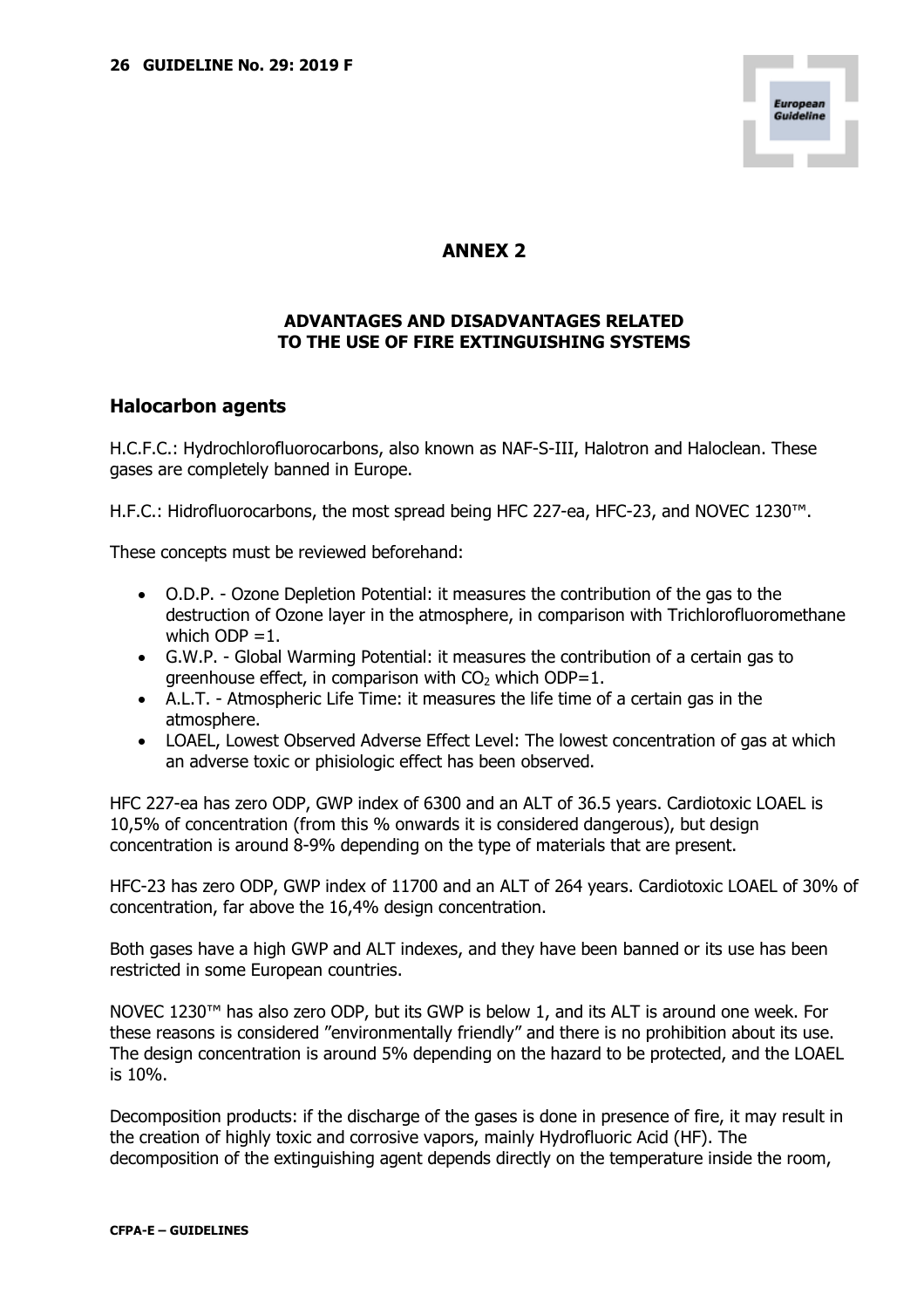# ANNEX 2

## ADVANTAGES AND DISADVANTAGES RELATED TO THE USE OF FIRE EXTINGUISHING SYSTEMS

### Halocarbon agents

H.C.F.C.: Hydrochlorofluorocarbons, also known as NAF-S-III, Halotron and Haloclean. These gases are completely banned in Europe.

H.F.C.: Hidrofluorocarbons, the most spread being HFC 227-ea, HFC-23, and NOVEC 1230™.

These concepts must be reviewed beforehand:

- O.D.P. - Ozone Depletion Potential: it measures the contribution of the gas to the destruction of Ozone layer in the atmosphere, in comparison with Trichlorofluoromethane which ODP =1.
- G.W.P. - Global Warming Potential: it measures the contribution of a certain gas to greenhouse effect, in comparison with $CO_2$ which ODP=1.
- A.L.T. - Atmospheric Life Time: it measures the life time of a certain gas in the atmosphere.
- LOAEL, Lowest Observed Adverse Effect Level: The lowest concentration of gas at which an adverse toxic or phisiologic effect has been observed.

HFC 227-ea has zero ODP, GWP index of 6300 and an ALT of 36.5 years. Cardiotoxic LOAEL is 10,5% of concentration (from this % onwards it is considered dangerous), but design concentration is around 8-9% depending on the type of materials that are present.

HFC-23 has zero ODP, GWP index of 11700 and an ALT of 264 years. Cardiotoxic LOAEL of 30% of concentration, far above the 16,4% design concentration.

Both gases have a high GWP and ALT indexes, and they have been banned or its use has been restricted in some European countries.

NOVEC 1230™ has also zero ODP, but its GWP is below 1, and its ALT is around one week. For these reasons is considered "environmentally friendly" and there is no prohibition about its use. The design concentration is around 5% depending on the hazard to be protected, and the LOAEL is 10%.

Decomposition products: if the discharge of the gases is done in presence of fire, it may result in the creation of highly toxic and corrosive vapors, mainly Hydrofluoric Acid (HF). The decomposition of the extinguishing agent depends directly on the temperature inside the room,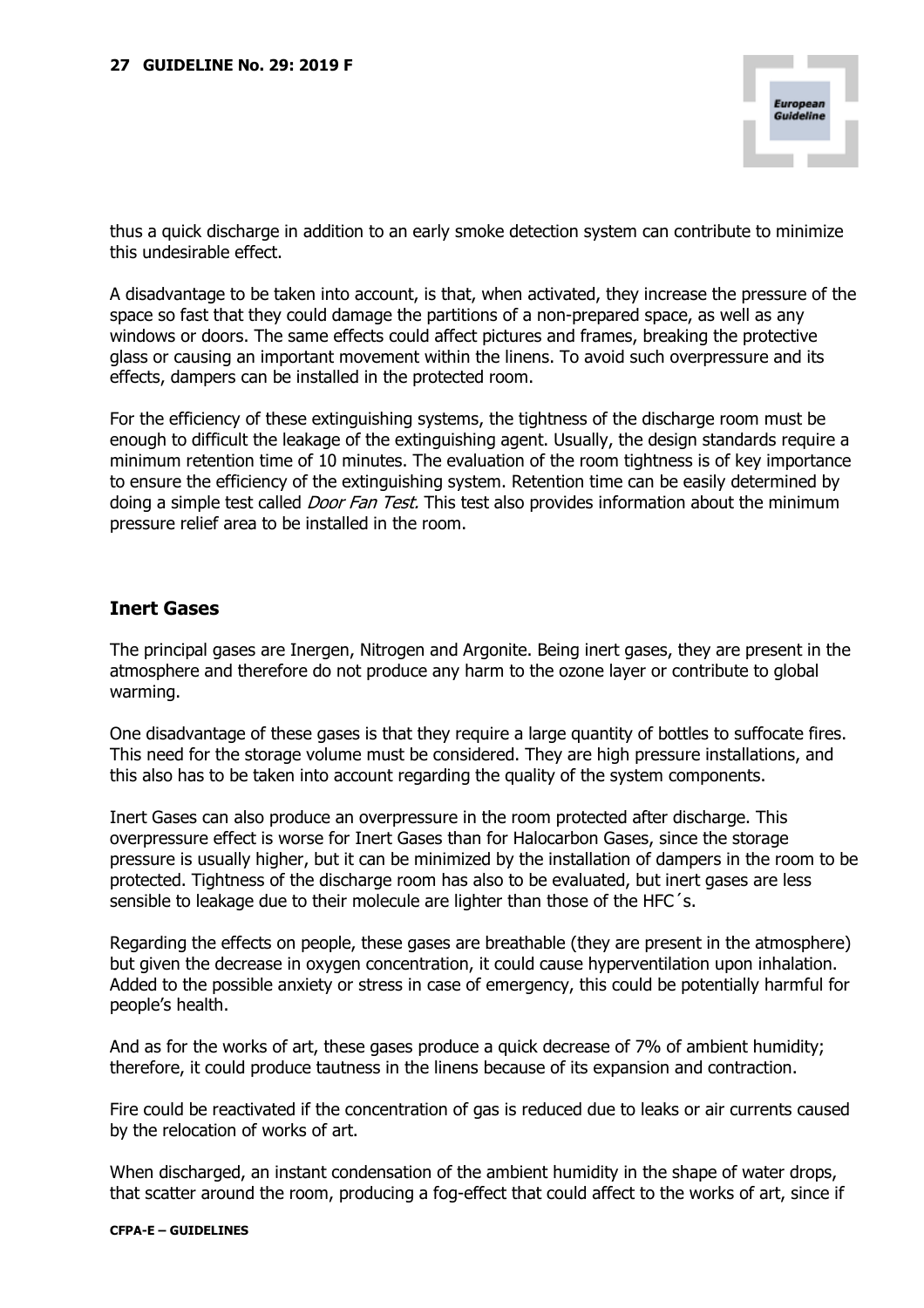thus a quick discharge in addition to an early smoke detection system can contribute to minimize this undesirable effect.

A disadvantage to be taken into account, is that, when activated, they increase the pressure of the space so fast that they could damage the partitions of a non-prepared space, as well as any windows or doors. The same effects could affect pictures and frames, breaking the protective glass or causing an important movement within the linens. To avoid such overpressure and its effects, dampers can be installed in the protected room.

For the efficiency of these extinguishing systems, the tightness of the discharge room must be enough to difficult the leakage of the extinguishing agent. Usually, the design standards require a minimum retention time of 10 minutes. The evaluation of the room tightness is of key importance to ensure the efficiency of the extinguishing system. Retention time can be easily determined by doing a simple test called *Door Fan Test.* This test also provides information about the minimum pressure relief area to be installed in the room.

## Inert Gases

The principal gases are Inergen, Nitrogen and Argonite. Being inert gases, they are present in the atmosphere and therefore do not produce any harm to the ozone layer or contribute to global warming.

One disadvantage of these gases is that they require a large quantity of bottles to suffocate fires. This need for the storage volume must be considered. They are high pressure installations, and this also has to be taken into account regarding the quality of the system components.

Inert Gases can also produce an overpressure in the room protected after discharge. This overpressure effect is worse for Inert Gases than for Halocarbon Gases, since the storage pressure is usually higher, but it can be minimized by the installation of dampers in the room to be protected. Tightness of the discharge room has also to be evaluated, but inert gases are less sensible to leakage due to their molecule are lighter than those of the HFC´s.

Regarding the effects on people, these gases are breathable (they are present in the atmosphere) but given the decrease in oxygen concentration, it could cause hyperventilation upon inhalation. Added to the possible anxiety or stress in case of emergency, this could be potentially harmful for people's health.

And as for the works of art, these gases produce a quick decrease of 7% of ambient humidity; therefore, it could produce tautness in the linens because of its expansion and contraction.

Fire could be reactivated if the concentration of gas is reduced due to leaks or air currents caused by the relocation of works of art.

When discharged, an instant condensation of the ambient humidity in the shape of water drops, that scatter around the room, producing a fog-effect that could affect to the works of art, since if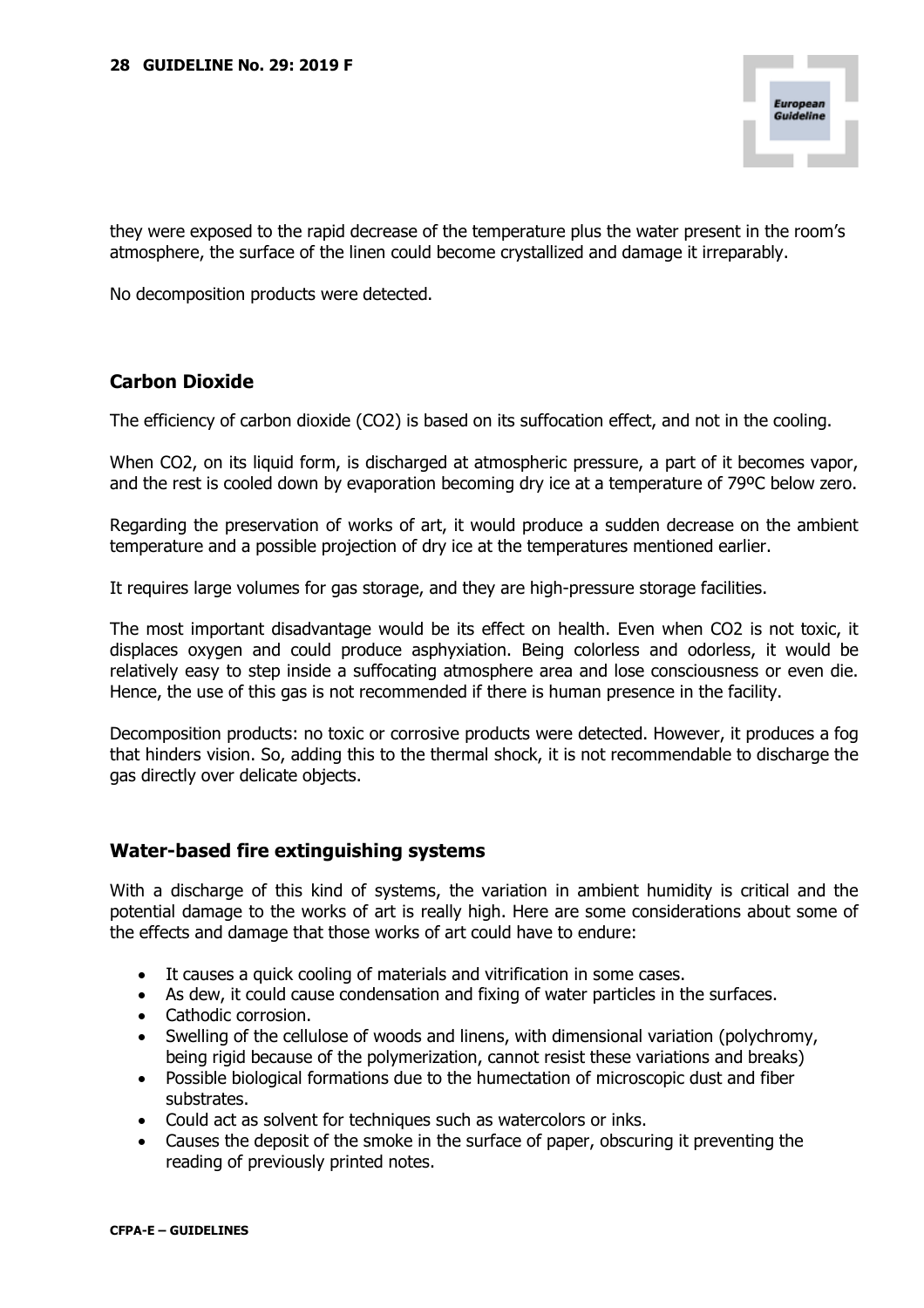they were exposed to the rapid decrease of the temperature plus the water present in the room's atmosphere, the surface of the linen could become crystallized and damage it irreparably.

No decomposition products were detected.

## Carbon Dioxide

The efficiency of carbon dioxide ($CO_2$) is based on its suffocation effect, and not in the cooling.

When $CO_2$, on its liquid form, is discharged at atmospheric pressure, a part of it becomes vapor, and the rest is cooled down by evaporation becoming dry ice at a temperature of 79ºC below zero.

Regarding the preservation of works of art, it would produce a sudden decrease on the ambient temperature and a possible projection of dry ice at the temperatures mentioned earlier.

It requires large volumes for gas storage, and they are high-pressure storage facilities.

The most important disadvantage would be its effect on health. Even when $CO_2$ is not toxic, it displaces oxygen and could produce asphyxiation. Being colorless and odorless, it would be relatively easy to step inside a suffocating atmosphere area and lose consciousness or even die. Hence, the use of this gas is not recommended if there is human presence in the facility.

Decomposition products: no toxic or corrosive products were detected. However, it produces a fog that hinders vision. So, adding this to the thermal shock, it is not recommendable to discharge the gas directly over delicate objects.

## Water-based fire extinguishing systems

With a discharge of this kind of systems, the variation in ambient humidity is critical and the potential damage to the works of art is really high. Here are some considerations about some of the effects and damage that those works of art could have to endure:

- It causes a quick cooling of materials and vitrification in some cases.
- As dew, it could cause condensation and fixing of water particles in the surfaces.
- Cathodic corrosion.
- Swelling of the cellulose of woods and linens, with dimensional variation (polychromy, being rigid because of the polymerization, cannot resist these variations and breaks)
- Possible biological formations due to the humectation of microscopic dust and fiber substrates.
- Could act as solvent for techniques such as watercolors or inks.
- Causes the deposit of the smoke in the surface of paper, obscuring it preventing the reading of previously printed notes.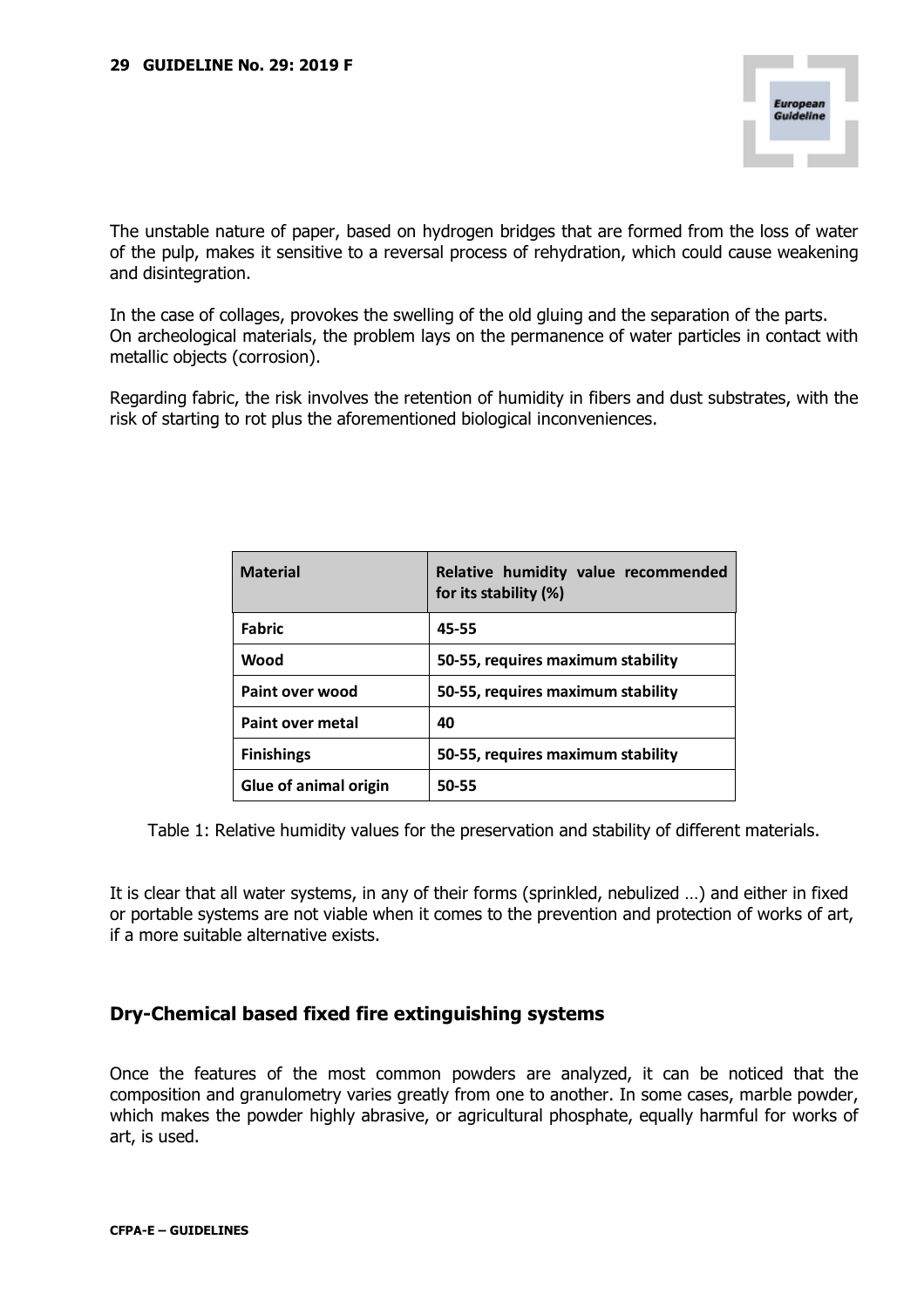The unstable nature of paper, based on hydrogen bridges that are formed from the loss of water of the pulp, makes it sensitive to a reversal process of rehydration, which could cause weakening and disintegration.

In the case of collages, provokes the swelling of the old gluing and the separation of the parts. On archeological materials, the problem lays on the permanence of water particles in contact with metallic objects (corrosion).

Regarding fabric, the risk involves the retention of humidity in fibers and dust substrates, with the risk of starting to rot plus the aforementioned biological inconveniences.

| Material | Relative humidity value recommended for its stability (%) |
|---|---|
| **Fabric** | **45-55** |
| **Wood** | **50-55, requires maximum stability** |
| **Paint over wood** | **50-55, requires maximum stability** |
| **Paint over metal** | **40** |
| **Finishings** | **50-55, requires maximum stability** |
| **Glue of animal origin** | **50-55** |

Table 1: Relative humidity values for the preservation and stability of different materials.

It is clear that all water systems, in any of their forms (sprinkled, nebulized …) and either in fixed or portable systems are not viable when it comes to the prevention and protection of works of art, if a more suitable alternative exists.

## Dry-Chemical based fixed fire extinguishing systems

Once the features of the most common powders are analyzed, it can be noticed that the composition and granulometry varies greatly from one to another. In some cases, marble powder, which makes the powder highly abrasive, or agricultural phosphate, equally harmful for works of art, is used.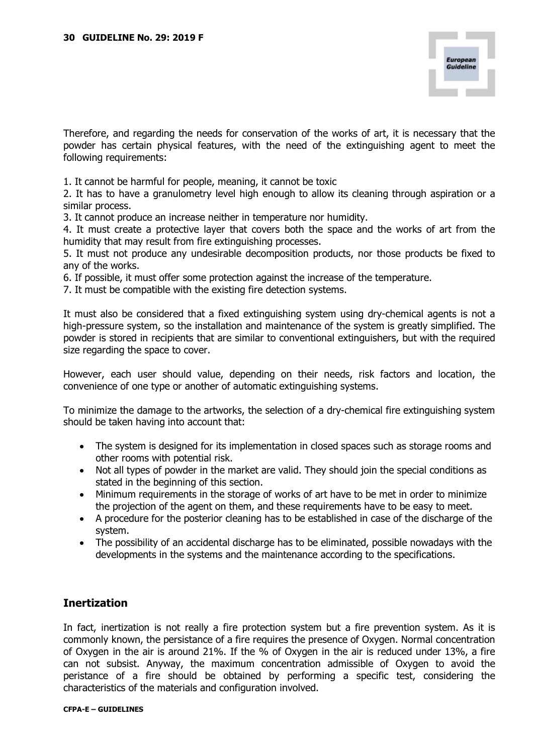Therefore, and regarding the needs for conservation of the works of art, it is necessary that the powder has certain physical features, with the need of the extinguishing agent to meet the following requirements:

1. It cannot be harmful for people, meaning, it cannot be toxic
2. It has to have a granulometry level high enough to allow its cleaning through aspiration or a similar process.
3. It cannot produce an increase neither in temperature nor humidity.
4. It must create a protective layer that covers both the space and the works of art from the humidity that may result from fire extinguishing processes.
5. It must not produce any undesirable decomposition products, nor those products be fixed to any of the works.
6. If possible, it must offer some protection against the increase of the temperature.
7. It must be compatible with the existing fire detection systems.

It must also be considered that a fixed extinguishing system using dry-chemical agents is not a high-pressure system, so the installation and maintenance of the system is greatly simplified. The powder is stored in recipients that are similar to conventional extinguishers, but with the required size regarding the space to cover.

However, each user should value, depending on their needs, risk factors and location, the convenience of one type or another of automatic extinguishing systems.

To minimize the damage to the artworks, the selection of a dry-chemical fire extinguishing system should be taken having into account that:

- The system is designed for its implementation in closed spaces such as storage rooms and other rooms with potential risk.
- Not all types of powder in the market are valid. They should join the special conditions as stated in the beginning of this section.
- Minimum requirements in the storage of works of art have to be met in order to minimize the projection of the agent on them, and these requirements have to be easy to meet.
- A procedure for the posterior cleaning has to be established in case of the discharge of the system.
- The possibility of an accidental discharge has to be eliminated, possible nowadays with the developments in the systems and the maintenance according to the specifications.

## Inertization

In fact, inertization is not really a fire protection system but a fire prevention system. As it is commonly known, the persistance of a fire requires the presence of Oxygen. Normal concentration of Oxygen in the air is around 21%. If the % of Oxygen in the air is reduced under 13%, a fire can not subsist. Anyway, the maximum concentration admissible of Oxygen to avoid the peristance of a fire should be obtained by performing a specific test, considering the characteristics of the materials and configuration involved.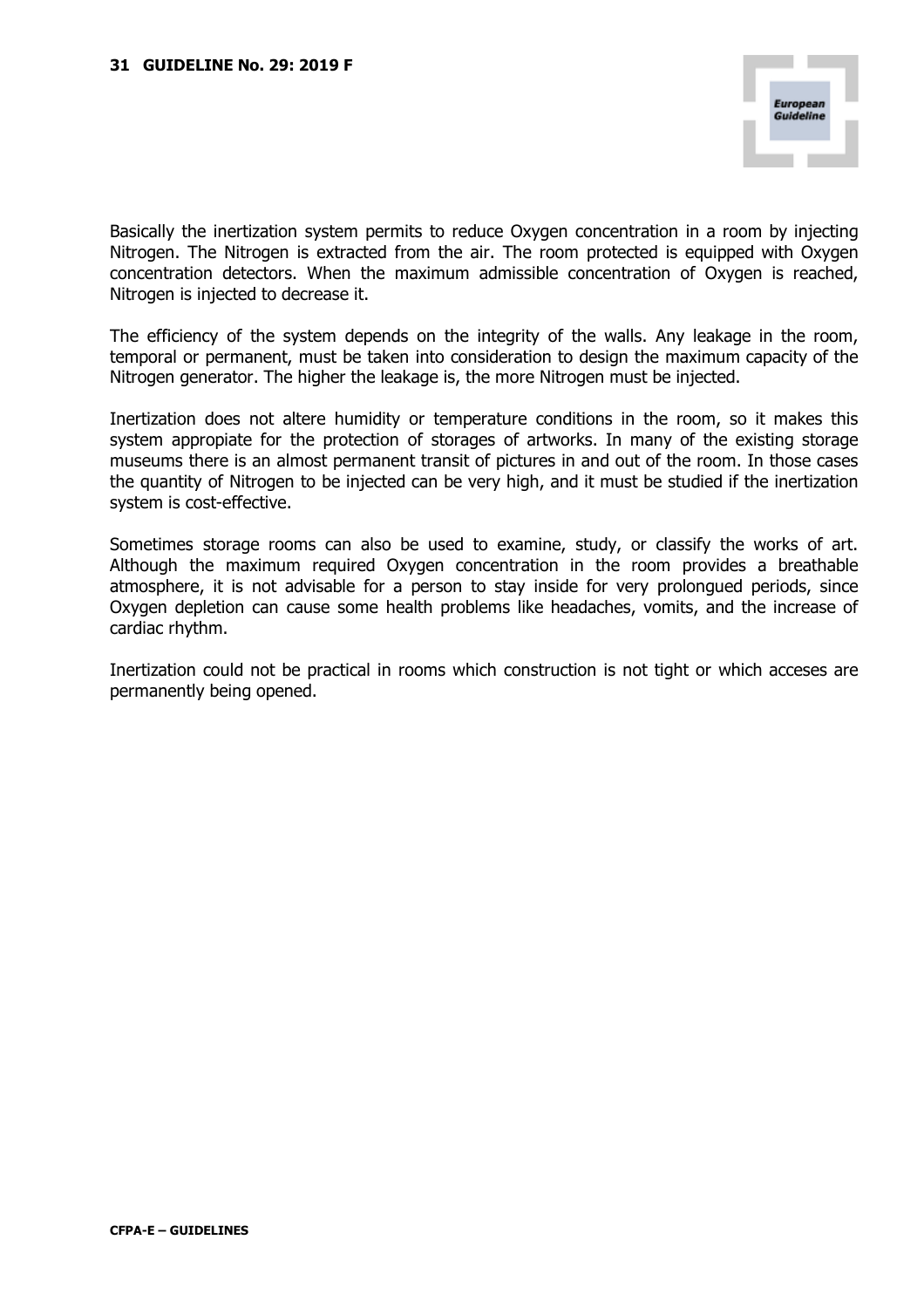Basically the inertization system permits to reduce Oxygen concentration in a room by injecting Nitrogen. The Nitrogen is extracted from the air. The room protected is equipped with Oxygen concentration detectors. When the maximum admissible concentration of Oxygen is reached, Nitrogen is injected to decrease it.

The efficiency of the system depends on the integrity of the walls. Any leakage in the room, temporal or permanent, must be taken into consideration to design the maximum capacity of the Nitrogen generator. The higher the leakage is, the more Nitrogen must be injected.

Inertization does not altere humidity or temperature conditions in the room, so it makes this system appropiate for the protection of storages of artworks. In many of the existing storage museums there is an almost permanent transit of pictures in and out of the room. In those cases the quantity of Nitrogen to be injected can be very high, and it must be studied if the inertization system is cost-effective.

Sometimes storage rooms can also be used to examine, study, or classify the works of art. Although the maximum required Oxygen concentration in the room provides a breathable atmosphere, it is not advisable for a person to stay inside for very prolongued periods, since Oxygen depletion can cause some health problems like headaches, vomits, and the increase of cardiac rhythm.

Inertization could not be practical in rooms which construction is not tight or which acceses are permanently being opened.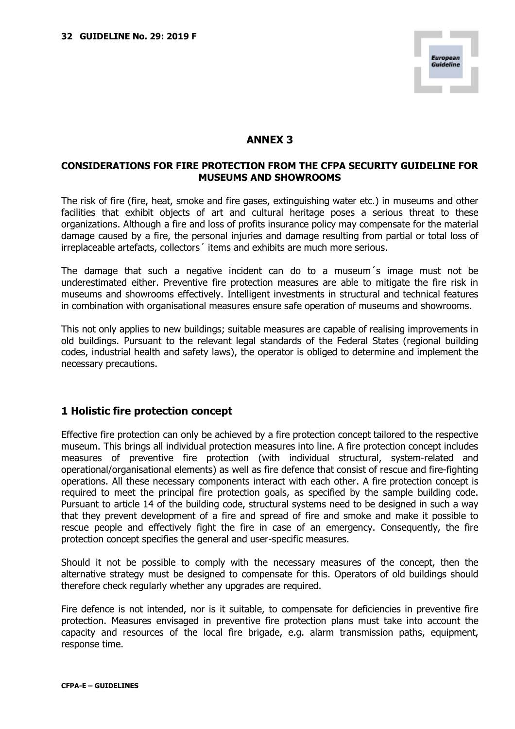# ANNEX 3

**CONSIDERATIONS FOR FIRE PROTECTION FROM THE CFPA SECURITY GUIDELINE FOR MUSEUMS AND SHOWROOMS**

The risk of fire (fire, heat, smoke and fire gases, extinguishing water etc.) in museums and other facilities that exhibit objects of art and cultural heritage poses a serious threat to these organizations. Although a fire and loss of profits insurance policy may compensate for the material damage caused by a fire, the personal injuries and damage resulting from partial or total loss of irreplaceable artefacts, collectors´ items and exhibits are much more serious.

The damage that such a negative incident can do to a museum´s image must not be underestimated either. Preventive fire protection measures are able to mitigate the fire risk in museums and showrooms effectively. Intelligent investments in structural and technical features in combination with organisational measures ensure safe operation of museums and showrooms.

This not only applies to new buildings; suitable measures are capable of realising improvements in old buildings. Pursuant to the relevant legal standards of the Federal States (regional building codes, industrial health and safety laws), the operator is obliged to determine and implement the necessary precautions.

## 1 Holistic fire protection concept

Effective fire protection can only be achieved by a fire protection concept tailored to the respective museum. This brings all individual protection measures into line. A fire protection concept includes measures of preventive fire protection (with individual structural, system-related and operational/organisational elements) as well as fire defence that consist of rescue and fire-fighting operations. All these necessary components interact with each other. A fire protection concept is required to meet the principal fire protection goals, as specified by the sample building code. Pursuant to article 14 of the building code, structural systems need to be designed in such a way that they prevent development of a fire and spread of fire and smoke and make it possible to rescue people and effectively fight the fire in case of an emergency. Consequently, the fire protection concept specifies the general and user-specific measures.

Should it not be possible to comply with the necessary measures of the concept, then the alternative strategy must be designed to compensate for this. Operators of old buildings should therefore check regularly whether any upgrades are required.

Fire defence is not intended, nor is it suitable, to compensate for deficiencies in preventive fire protection. Measures envisaged in preventive fire protection plans must take into account the capacity and resources of the local fire brigade, e.g. alarm transmission paths, equipment, response time.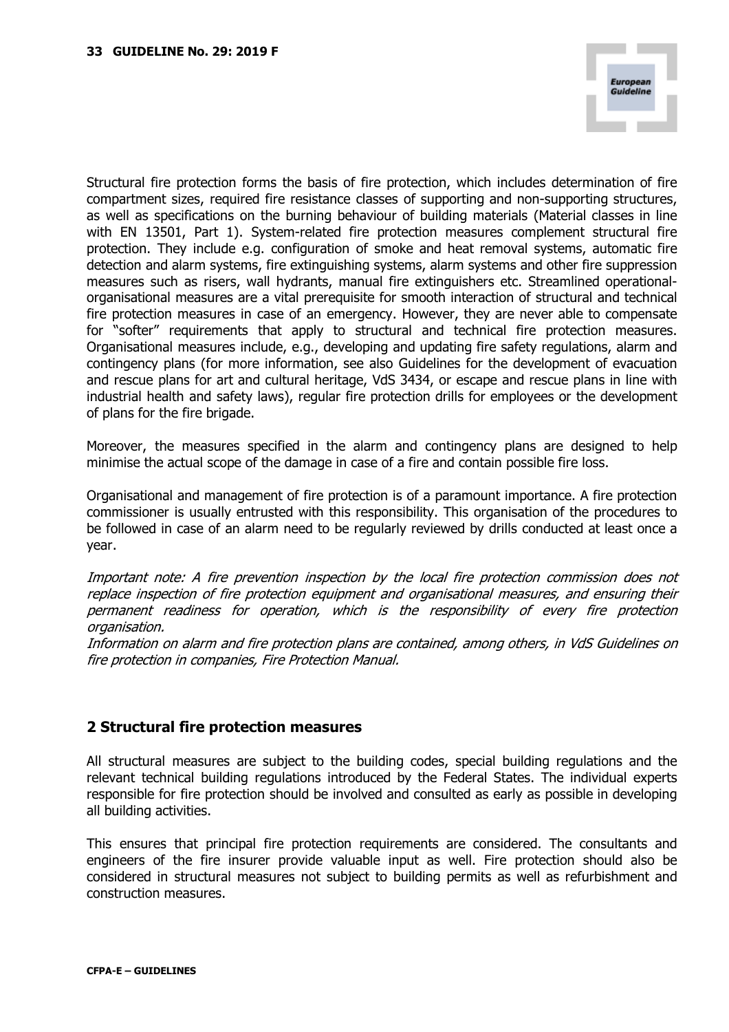Structural fire protection forms the basis of fire protection, which includes determination of fire compartment sizes, required fire resistance classes of supporting and non-supporting structures, as well as specifications on the burning behaviour of building materials (Material classes in line with EN 13501, Part 1). System-related fire protection measures complement structural fire protection. They include e.g. configuration of smoke and heat removal systems, automatic fire detection and alarm systems, fire extinguishing systems, alarm systems and other fire suppression measures such as risers, wall hydrants, manual fire extinguishers etc. Streamlined operational-organisational measures are a vital prerequisite for smooth interaction of structural and technical fire protection measures in case of an emergency. However, they are never able to compensate for "softer" requirements that apply to structural and technical fire protection measures. Organisational measures include, e.g., developing and updating fire safety regulations, alarm and contingency plans (for more information, see also Guidelines for the development of evacuation and rescue plans for art and cultural heritage, VdS 3434, or escape and rescue plans in line with industrial health and safety laws), regular fire protection drills for employees or the development of plans for the fire brigade.

Moreover, the measures specified in the alarm and contingency plans are designed to help minimise the actual scope of the damage in case of a fire and contain possible fire loss.

Organisational and management of fire protection is of a paramount importance. A fire protection commissioner is usually entrusted with this responsibility. This organisation of the procedures to be followed in case of an alarm need to be regularly reviewed by drills conducted at least once a year.

*Important note: A fire prevention inspection by the local fire protection commission does not replace inspection of fire protection equipment and organisational measures, and ensuring their permanent readiness for operation, which is the responsibility of every fire protection organisation.*
*Information on alarm and fire protection plans are contained, among others, in VdS Guidelines on fire protection in companies, Fire Protection Manual.*

## 2 Structural fire protection measures

All structural measures are subject to the building codes, special building regulations and the relevant technical building regulations introduced by the Federal States. The individual experts responsible for fire protection should be involved and consulted as early as possible in developing all building activities.

This ensures that principal fire protection requirements are considered. The consultants and engineers of the fire insurer provide valuable input as well. Fire protection should also be considered in structural measures not subject to building permits as well as refurbishment and construction measures.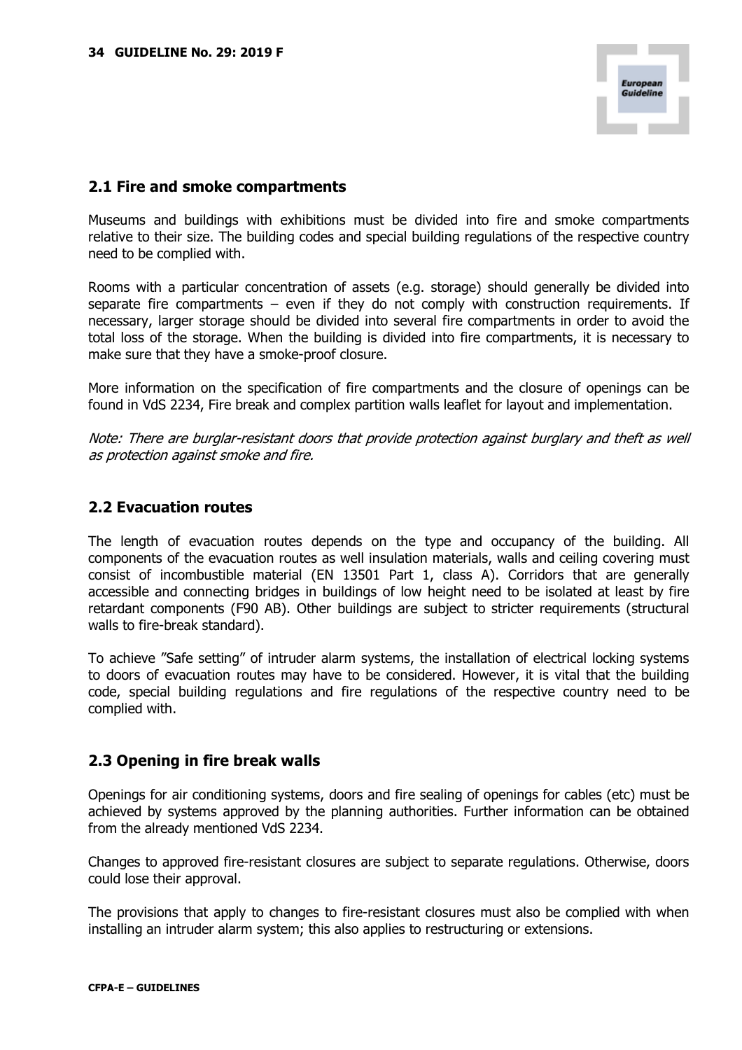## 2.1 Fire and smoke compartments

Museums and buildings with exhibitions must be divided into fire and smoke compartments relative to their size. The building codes and special building regulations of the respective country need to be complied with.

Rooms with a particular concentration of assets (e.g. storage) should generally be divided into separate fire compartments – even if they do not comply with construction requirements. If necessary, larger storage should be divided into several fire compartments in order to avoid the total loss of the storage. When the building is divided into fire compartments, it is necessary to make sure that they have a smoke-proof closure.

More information on the specification of fire compartments and the closure of openings can be found in VdS 2234, Fire break and complex partition walls leaflet for layout and implementation.

*Note: There are burglar-resistant doors that provide protection against burglary and theft as well as protection against smoke and fire.*

## 2.2 Evacuation routes

The length of evacuation routes depends on the type and occupancy of the building. All components of the evacuation routes as well insulation materials, walls and ceiling covering must consist of incombustible material (EN 13501 Part 1, class A). Corridors that are generally accessible and connecting bridges in buildings of low height need to be isolated at least by fire retardant components (F90 AB). Other buildings are subject to stricter requirements (structural walls to fire-break standard).

To achieve "Safe setting" of intruder alarm systems, the installation of electrical locking systems to doors of evacuation routes may have to be considered. However, it is vital that the building code, special building regulations and fire regulations of the respective country need to be complied with.

## 2.3 Opening in fire break walls

Openings for air conditioning systems, doors and fire sealing of openings for cables (etc) must be achieved by systems approved by the planning authorities. Further information can be obtained from the already mentioned VdS 2234.

Changes to approved fire-resistant closures are subject to separate regulations. Otherwise, doors could lose their approval.

The provisions that apply to changes to fire-resistant closures must also be complied with when installing an intruder alarm system; this also applies to restructuring or extensions.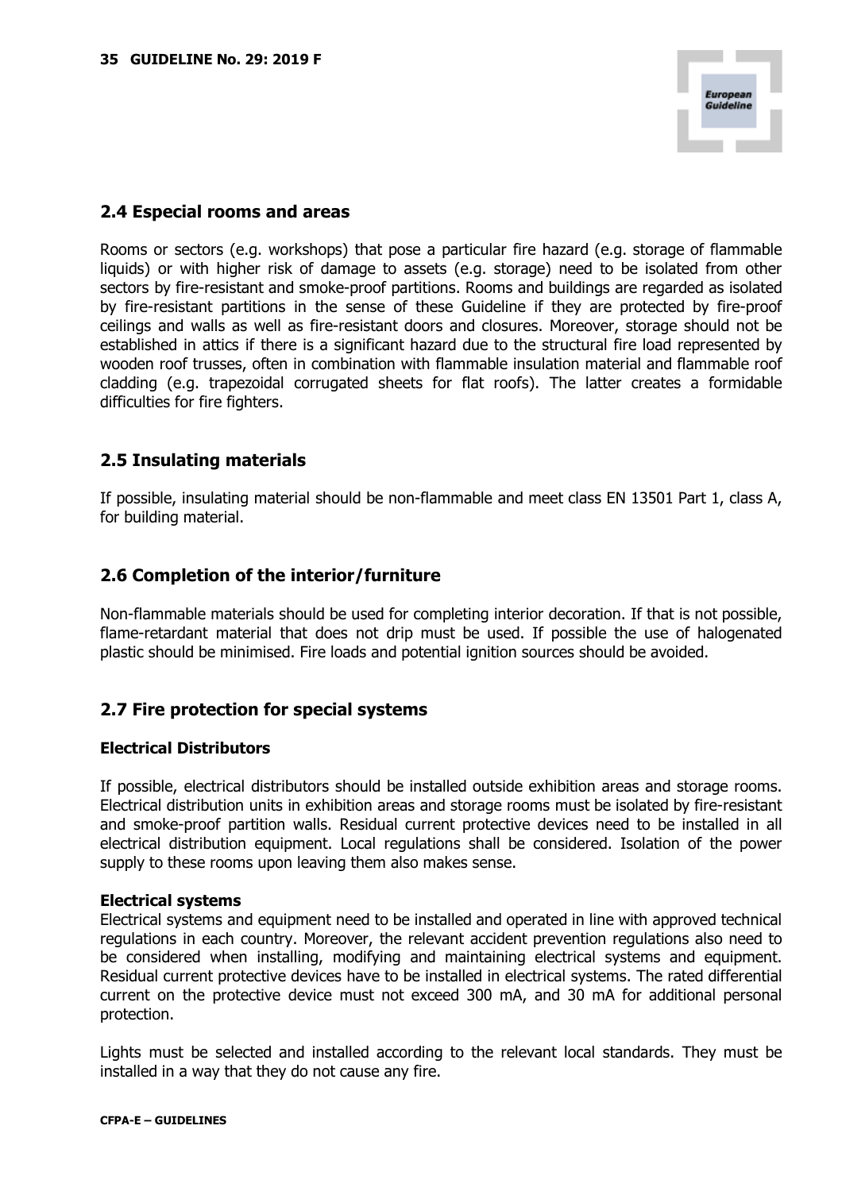## 2.4 Especial rooms and areas

Rooms or sectors (e.g. workshops) that pose a particular fire hazard (e.g. storage of flammable liquids) or with higher risk of damage to assets (e.g. storage) need to be isolated from other sectors by fire-resistant and smoke-proof partitions. Rooms and buildings are regarded as isolated by fire-resistant partitions in the sense of these Guideline if they are protected by fire-proof ceilings and walls as well as fire-resistant doors and closures. Moreover, storage should not be established in attics if there is a significant hazard due to the structural fire load represented by wooden roof trusses, often in combination with flammable insulation material and flammable roof cladding (e.g. trapezoidal corrugated sheets for flat roofs). The latter creates a formidable difficulties for fire fighters.

## 2.5 Insulating materials

If possible, insulating material should be non-flammable and meet class EN 13501 Part 1, class A, for building material.

## 2.6 Completion of the interior/furniture

Non-flammable materials should be used for completing interior decoration. If that is not possible, flame-retardant material that does not drip must be used. If possible the use of halogenated plastic should be minimised. Fire loads and potential ignition sources should be avoided.

## 2.7 Fire protection for special systems

### Electrical Distributors

If possible, electrical distributors should be installed outside exhibition areas and storage rooms. Electrical distribution units in exhibition areas and storage rooms must be isolated by fire-resistant and smoke-proof partition walls. Residual current protective devices need to be installed in all electrical distribution equipment. Local regulations shall be considered. Isolation of the power supply to these rooms upon leaving them also makes sense.

### Electrical systems

Electrical systems and equipment need to be installed and operated in line with approved technical regulations in each country. Moreover, the relevant accident prevention regulations also need to be considered when installing, modifying and maintaining electrical systems and equipment. Residual current protective devices have to be installed in electrical systems. The rated differential current on the protective device must not exceed 300 mA, and 30 mA for additional personal protection.

Lights must be selected and installed according to the relevant local standards. They must be installed in a way that they do not cause any fire.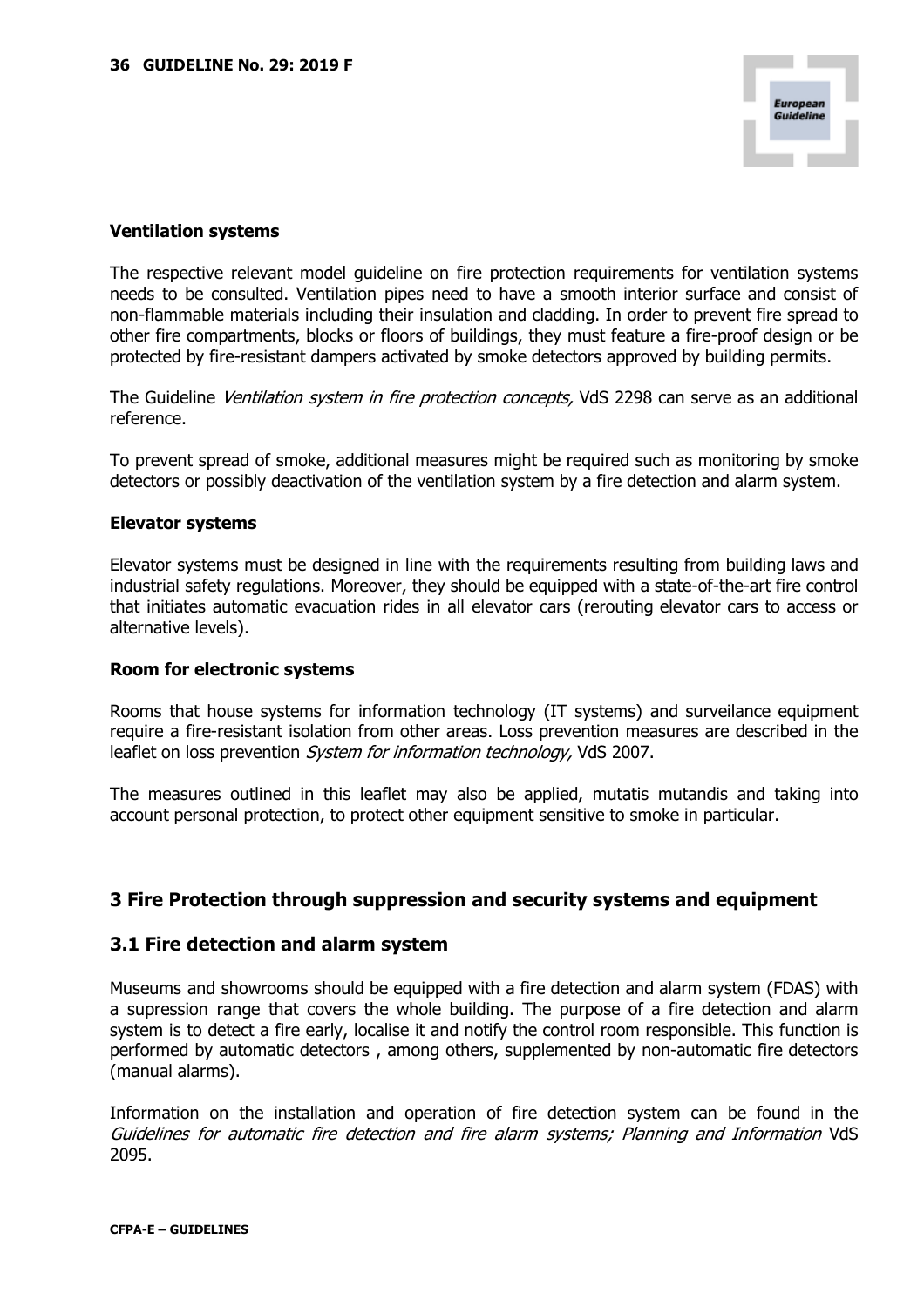**Ventilation systems**

The respective relevant model guideline on fire protection requirements for ventilation systems needs to be consulted. Ventilation pipes need to have a smooth interior surface and consist of non-flammable materials including their insulation and cladding. In order to prevent fire spread to other fire compartments, blocks or floors of buildings, they must feature a fire-proof design or be protected by fire-resistant dampers activated by smoke detectors approved by building permits.

The Guideline *Ventilation system in fire protection concepts,* VdS 2298 can serve as an additional reference.

To prevent spread of smoke, additional measures might be required such as monitoring by smoke detectors or possibly deactivation of the ventilation system by a fire detection and alarm system.

**Elevator systems**

Elevator systems must be designed in line with the requirements resulting from building laws and industrial safety regulations. Moreover, they should be equipped with a state-of-the-art fire control that initiates automatic evacuation rides in all elevator cars (rerouting elevator cars to access or alternative levels).

**Room for electronic systems**

Rooms that house systems for information technology (IT systems) and surveilance equipment require a fire-resistant isolation from other areas. Loss prevention measures are described in the leaflet on loss prevention *System for information technology,* VdS 2007.

The measures outlined in this leaflet may also be applied, mutatis mutandis and taking into account personal protection, to protect other equipment sensitive to smoke in particular.

## 3 Fire Protection through suppression and security systems and equipment

### 3.1 Fire detection and alarm system

Museums and showrooms should be equipped with a fire detection and alarm system (FDAS) with a supression range that covers the whole building. The purpose of a fire detection and alarm system is to detect a fire early, localise it and notify the control room responsible. This function is performed by automatic detectors , among others, supplemented by non-automatic fire detectors (manual alarms).

Information on the installation and operation of fire detection system can be found in the *Guidelines for automatic fire detection and fire alarm systems; Planning and Information* VdS 2095.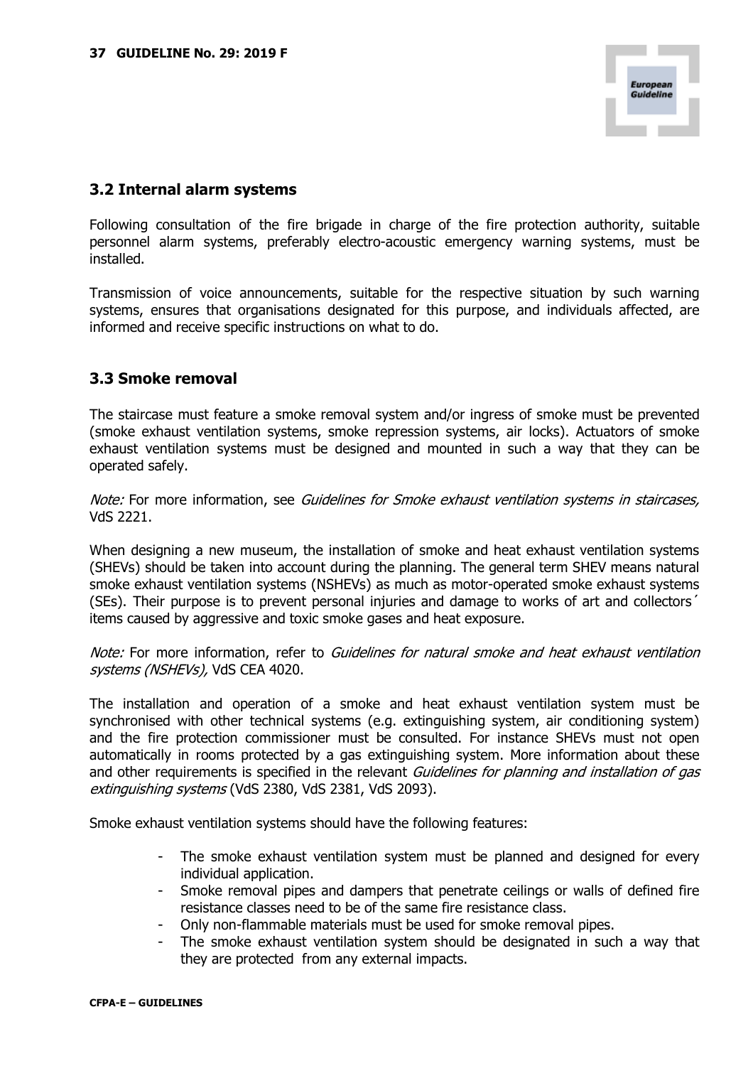## 3.2 Internal alarm systems

Following consultation of the fire brigade in charge of the fire protection authority, suitable personnel alarm systems, preferably electro-acoustic emergency warning systems, must be installed.

Transmission of voice announcements, suitable for the respective situation by such warning systems, ensures that organisations designated for this purpose, and individuals affected, are informed and receive specific instructions on what to do.

## 3.3 Smoke removal

The staircase must feature a smoke removal system and/or ingress of smoke must be prevented (smoke exhaust ventilation systems, smoke repression systems, air locks). Actuators of smoke exhaust ventilation systems must be designed and mounted in such a way that they can be operated safely.

*Note:* For more information, see *Guidelines for Smoke exhaust ventilation systems in staircases,* VdS 2221.

When designing a new museum, the installation of smoke and heat exhaust ventilation systems (SHEVs) should be taken into account during the planning. The general term SHEV means natural smoke exhaust ventilation systems (NSHEVs) as much as motor-operated smoke exhaust systems (SEs). Their purpose is to prevent personal injuries and damage to works of art and collectors´ items caused by aggressive and toxic smoke gases and heat exposure.

*Note:* For more information, refer to *Guidelines for natural smoke and heat exhaust ventilation systems (NSHEVs),* VdS CEA 4020.

The installation and operation of a smoke and heat exhaust ventilation system must be synchronised with other technical systems (e.g. extinguishing system, air conditioning system) and the fire protection commissioner must be consulted. For instance SHEVs must not open automatically in rooms protected by a gas extinguishing system. More information about these and other requirements is specified in the relevant *Guidelines for planning and installation of gas extinguishing systems* (VdS 2380, VdS 2381, VdS 2093).

Smoke exhaust ventilation systems should have the following features:

- The smoke exhaust ventilation system must be planned and designed for every individual application.
- Smoke removal pipes and dampers that penetrate ceilings or walls of defined fire resistance classes need to be of the same fire resistance class.
- Only non-flammable materials must be used for smoke removal pipes.
- The smoke exhaust ventilation system should be designated in such a way that they are protected from any external impacts.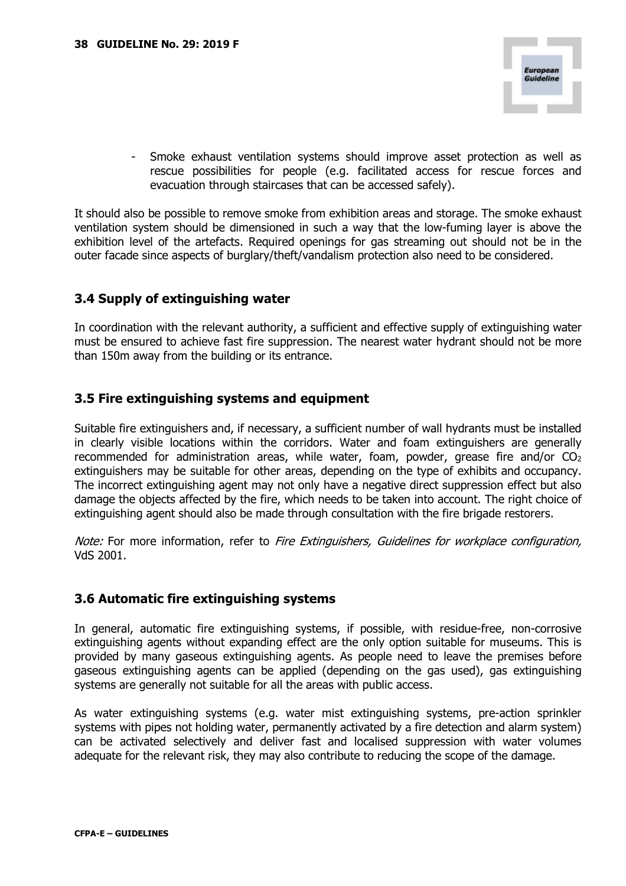- Smoke exhaust ventilation systems should improve asset protection as well as rescue possibilities for people (e.g. facilitated access for rescue forces and evacuation through staircases that can be accessed safely).

It should also be possible to remove smoke from exhibition areas and storage. The smoke exhaust ventilation system should be dimensioned in such a way that the low-fuming layer is above the exhibition level of the artefacts. Required openings for gas streaming out should not be in the outer facade since aspects of burglary/theft/vandalism protection also need to be considered.

## 3.4 Supply of extinguishing water

In coordination with the relevant authority, a sufficient and effective supply of extinguishing water must be ensured to achieve fast fire suppression. The nearest water hydrant should not be more than 150m away from the building or its entrance.

## 3.5 Fire extinguishing systems and equipment

Suitable fire extinguishers and, if necessary, a sufficient number of wall hydrants must be installed in clearly visible locations within the corridors. Water and foam extinguishers are generally recommended for administration areas, while water, foam, powder, grease fire and/or $CO_2$ extinguishers may be suitable for other areas, depending on the type of exhibits and occupancy. The incorrect extinguishing agent may not only have a negative direct suppression effect but also damage the objects affected by the fire, which needs to be taken into account. The right choice of extinguishing agent should also be made through consultation with the fire brigade restorers.

*Note:* For more information, refer to *Fire Extinguishers, Guidelines for workplace configuration,* VdS 2001.

## 3.6 Automatic fire extinguishing systems

In general, automatic fire extinguishing systems, if possible, with residue-free, non-corrosive extinguishing agents without expanding effect are the only option suitable for museums. This is provided by many gaseous extinguishing agents. As people need to leave the premises before gaseous extinguishing agents can be applied (depending on the gas used), gas extinguishing systems are generally not suitable for all the areas with public access.

As water extinguishing systems (e.g. water mist extinguishing systems, pre-action sprinkler systems with pipes not holding water, permanently activated by a fire detection and alarm system) can be activated selectively and deliver fast and localised suppression with water volumes adequate for the relevant risk, they may also contribute to reducing the scope of the damage.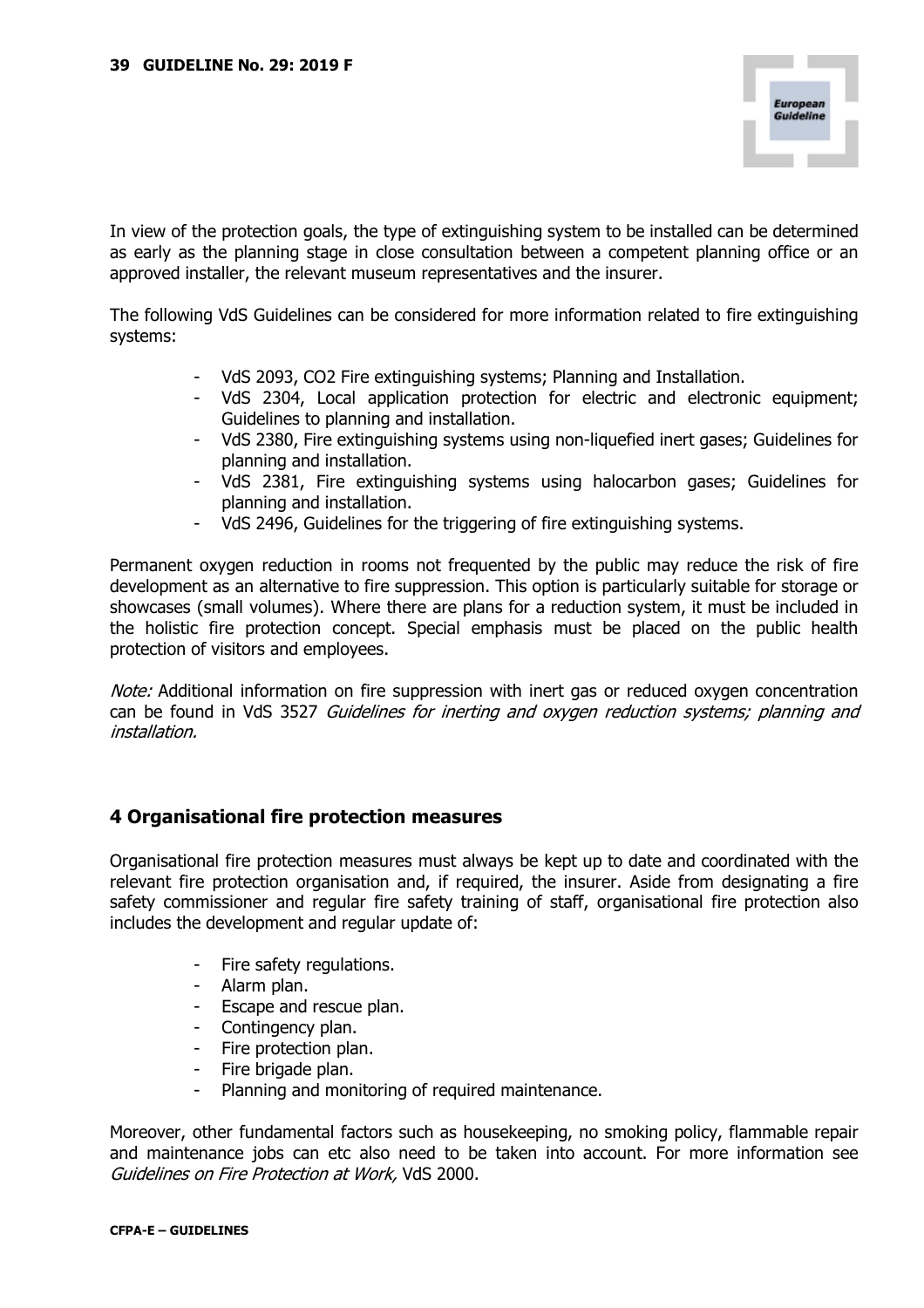In view of the protection goals, the type of extinguishing system to be installed can be determined as early as the planning stage in close consultation between a competent planning office or an approved installer, the relevant museum representatives and the insurer.

The following VdS Guidelines can be considered for more information related to fire extinguishing systems:

- VdS 2093, CO2 Fire extinguishing systems; Planning and Installation.
- VdS 2304, Local application protection for electric and electronic equipment; Guidelines to planning and installation.
- VdS 2380, Fire extinguishing systems using non-liquefied inert gases; Guidelines for planning and installation.
- VdS 2381, Fire extinguishing systems using halocarbon gases; Guidelines for planning and installation.
- VdS 2496, Guidelines for the triggering of fire extinguishing systems.

Permanent oxygen reduction in rooms not frequented by the public may reduce the risk of fire development as an alternative to fire suppression. This option is particularly suitable for storage or showcases (small volumes). Where there are plans for a reduction system, it must be included in the holistic fire protection concept. Special emphasis must be placed on the public health protection of visitors and employees.

*Note:* Additional information on fire suppression with inert gas or reduced oxygen concentration can be found in VdS 3527 *Guidelines for inerting and oxygen reduction systems; planning and installation.*

## 4 Organisational fire protection measures

Organisational fire protection measures must always be kept up to date and coordinated with the relevant fire protection organisation and, if required, the insurer. Aside from designating a fire safety commissioner and regular fire safety training of staff, organisational fire protection also includes the development and regular update of:

- Fire safety regulations.
- Alarm plan.
- Escape and rescue plan.
- Contingency plan.
- Fire protection plan.
- Fire brigade plan.
- Planning and monitoring of required maintenance.

Moreover, other fundamental factors such as housekeeping, no smoking policy, flammable repair and maintenance jobs can etc also need to be taken into account. For more information see *Guidelines on Fire Protection at Work,* VdS 2000.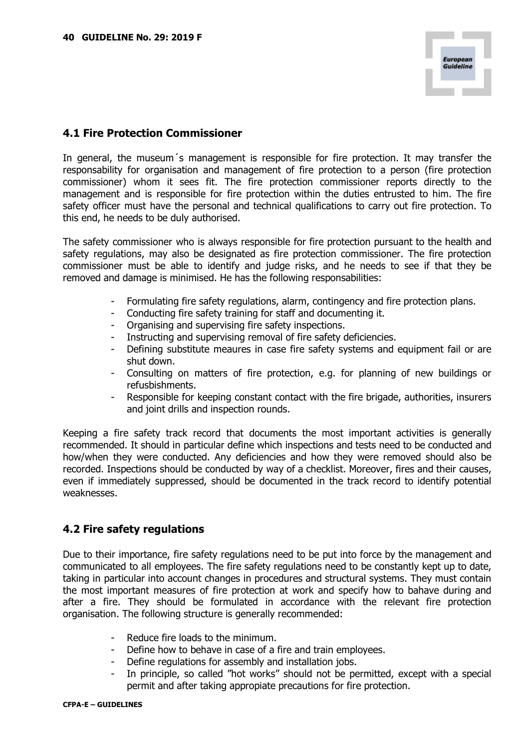## 4.1 Fire Protection Commissioner

In general, the museum´s management is responsible for fire protection. It may transfer the responsability for organisation and management of fire protection to a person (fire protection commissioner) whom it sees fit. The fire protection commissioner reports directly to the management and is responsible for fire protection within the duties entrusted to him. The fire safety officer must have the personal and technical qualifications to carry out fire protection. To this end, he needs to be duly authorised.

The safety commissioner who is always responsible for fire protection pursuant to the health and safety regulations, may also be designated as fire protection commissioner. The fire protection commissioner must be able to identify and judge risks, and he needs to see if that they be removed and damage is minimised. He has the following responsabilities:

- Formulating fire safety regulations, alarm, contingency and fire protection plans.
- Conducting fire safety training for staff and documenting it.
- Organising and supervising fire safety inspections.
- Instructing and supervising removal of fire safety deficiencies.
- Defining substitute meaures in case fire safety systems and equipment fail or are shut down.
- Consulting on matters of fire protection, e.g. for planning of new buildings or refusbishments.
- Responsible for keeping constant contact with the fire brigade, authorities, insurers and joint drills and inspection rounds.

Keeping a fire safety track record that documents the most important activities is generally recommended. It should in particular define which inspections and tests need to be conducted and how/when they were conducted. Any deficiencies and how they were removed should also be recorded. Inspections should be conducted by way of a checklist. Moreover, fires and their causes, even if immediately suppressed, should be documented in the track record to identify potential weaknesses.

## 4.2 Fire safety regulations

Due to their importance, fire safety regulations need to be put into force by the management and communicated to all employees. The fire safety regulations need to be constantly kept up to date, taking in particular into account changes in procedures and structural systems. They must contain the most important measures of fire protection at work and specify how to bahave during and after a fire. They should be formulated in accordance with the relevant fire protection organisation. The following structure is generally recommended:

- Reduce fire loads to the minimum.
- Define how to behave in case of a fire and train employees.
- Define regulations for assembly and installation jobs.
- In principle, so called "hot works" should not be permitted, except with a special permit and after taking appropiate precautions for fire protection.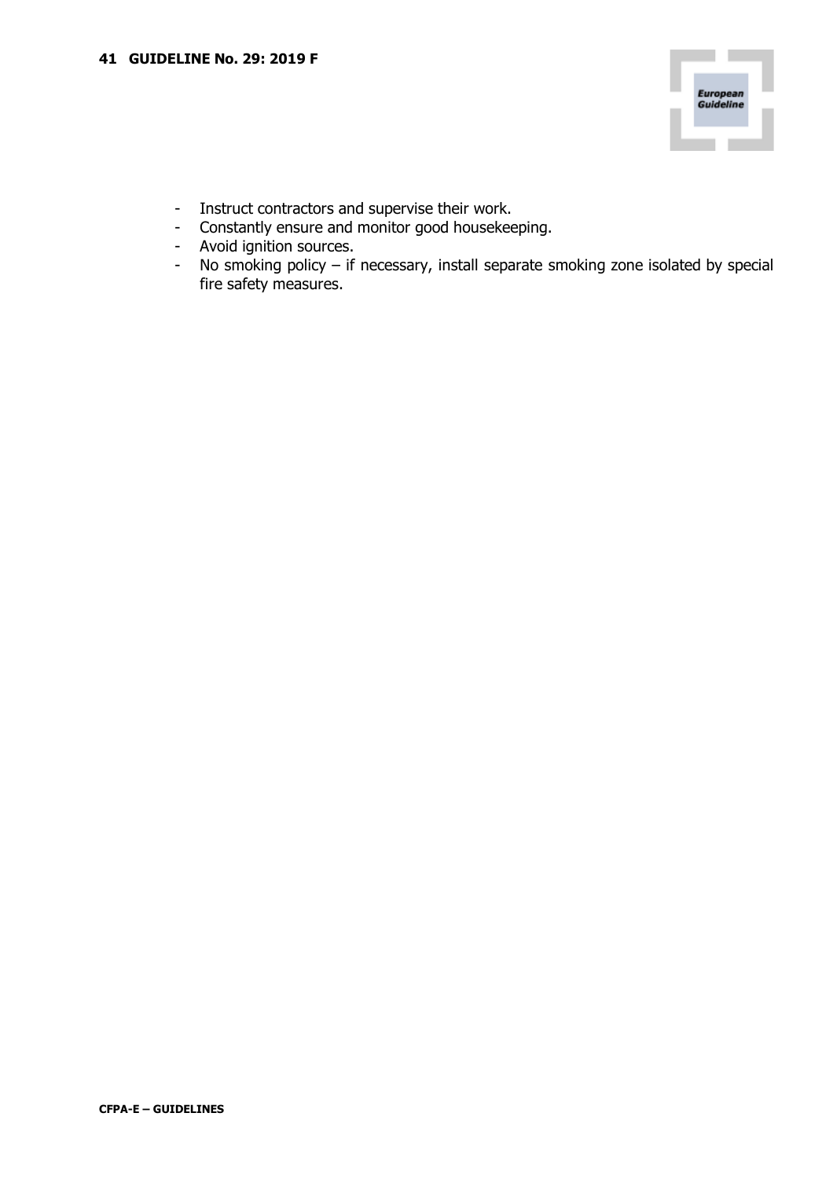- Instruct contractors and supervise their work.
- Constantly ensure and monitor good housekeeping.
- Avoid ignition sources.
- No smoking policy – if necessary, install separate smoking zone isolated by special fire safety measures.